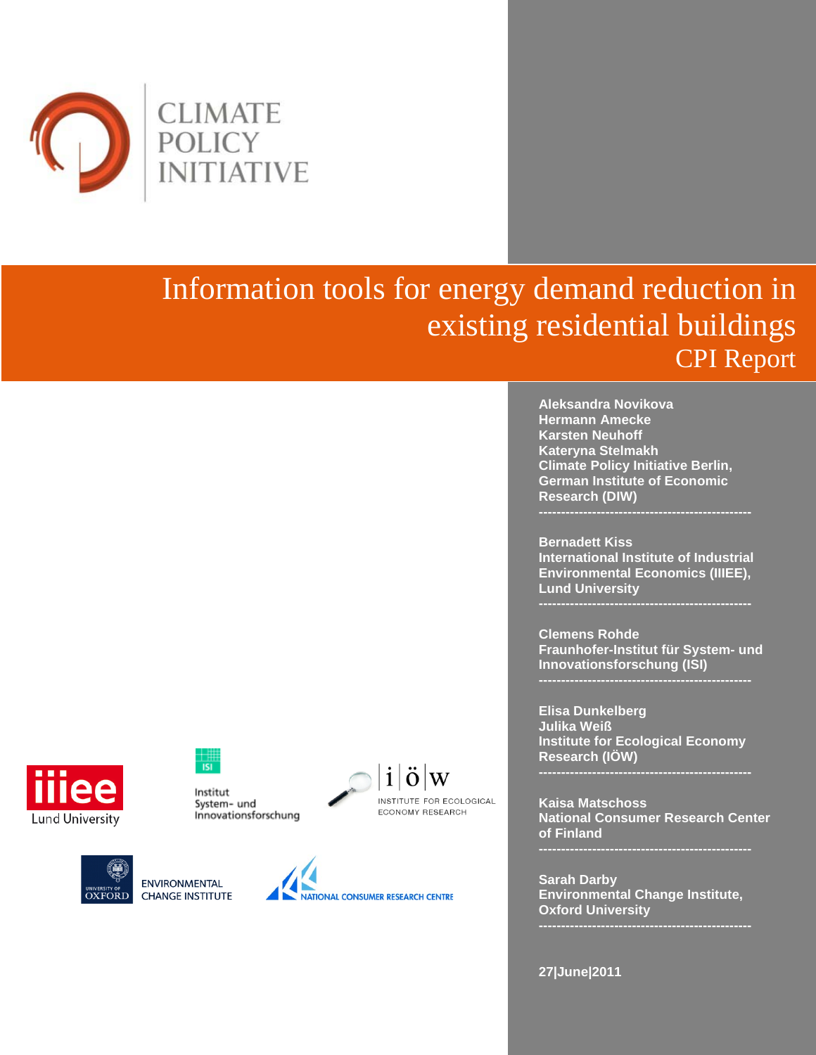CLIMATE POLICY INITIATIVE

# Information tools for energy demand reduction in existing residential buildings

## CPI Report

**Aleksandra Novikova**
**Hermann Amecke**
**Karsten Neuhoff**
**Kateryna Stelmakh**
**Climate Policy Initiative Berlin, German Institute of Economic Research (DIW)**

---

**Bernadett Kiss**
**International Institute of Industrial Environmental Economics (IIIEE), Lund University**

---

**Clemens Rohde**
**Fraunhofer-Institut für System- und Innovationsforschung (ISI)**

---

**Elisa Dunkelberg**
**Julika Weiß**
**Institute for Ecological Economy Research (IÖW)**

---

**Kaisa Matschoss**
**National Consumer Research Center of Finland**

---

**Sarah Darby**
**Environmental Change Institute, Oxford University**

---

**27|June|2011**

iiiee Lund University

ISI Institut System- und Innovationsforschung

i|ö|w INSTITUTE FOR ECOLOGICAL ECONOMY RESEARCH

UNIVERSITY OF OXFORD ENVIRONMENTAL CHANGE INSTITUTE

NATIONAL CONSUMER RESEARCH CENTRE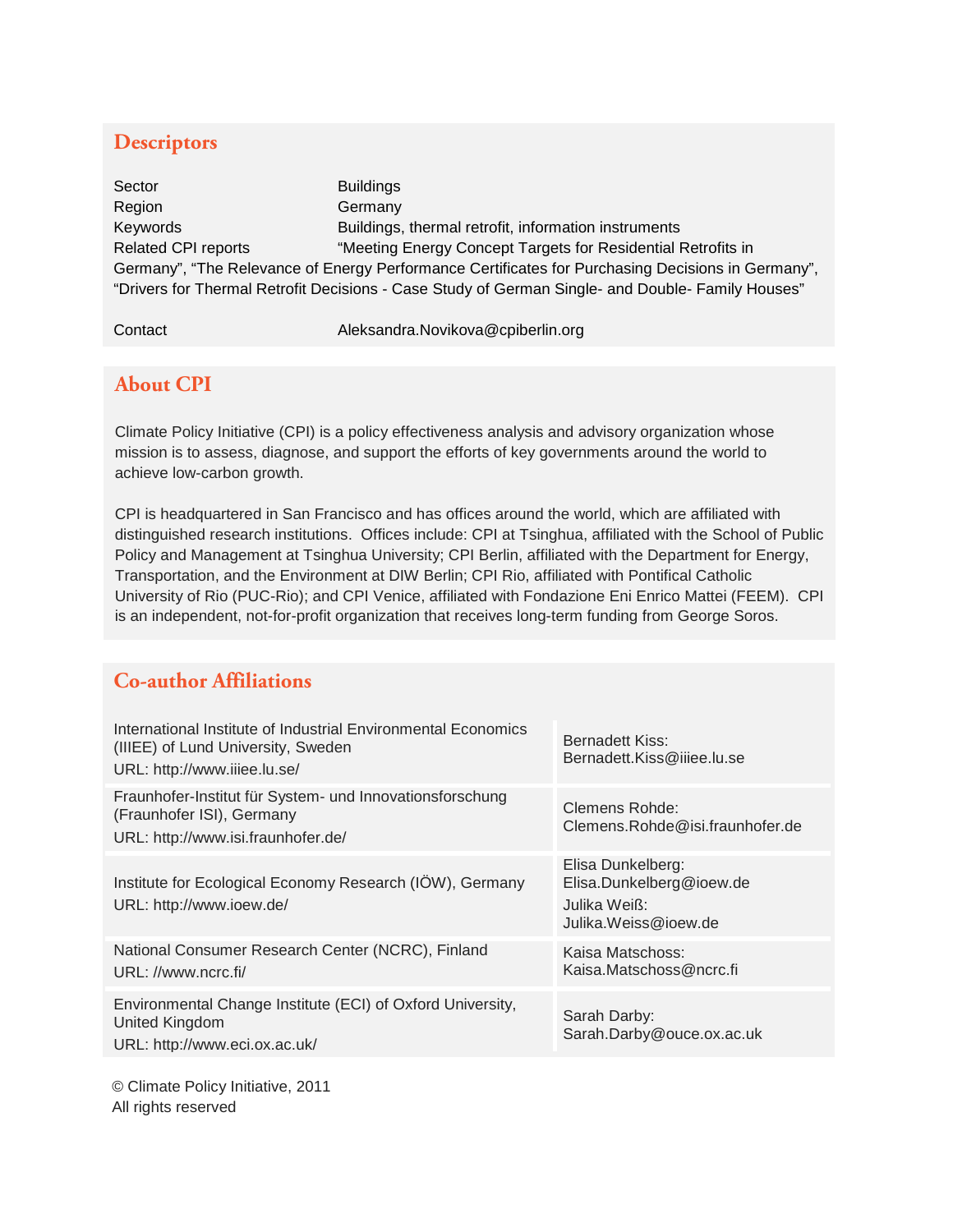## Descriptors

| | |
|---|---|
| Sector | Buildings |
| Region | Germany |
| Keywords | Buildings, thermal retrofit, information instruments |
| Related CPI reports | "Meeting Energy Concept Targets for Residential Retrofits in Germany", "The Relevance of Energy Performance Certificates for Purchasing Decisions in Germany", "Drivers for Thermal Retrofit Decisions - Case Study of German Single- and Double- Family Houses" |
| Contact | Aleksandra.Novikova@cpiberlin.org |

## About CPI

Climate Policy Initiative (CPI) is a policy effectiveness analysis and advisory organization whose mission is to assess, diagnose, and support the efforts of key governments around the world to achieve low-carbon growth.

CPI is headquartered in San Francisco and has offices around the world, which are affiliated with distinguished research institutions. Offices include: CPI at Tsinghua, affiliated with the School of Public Policy and Management at Tsinghua University; CPI Berlin, affiliated with the Department for Energy, Transportation, and the Environment at DIW Berlin; CPI Rio, affiliated with Pontifical Catholic University of Rio (PUC-Rio); and CPI Venice, affiliated with Fondazione Eni Enrico Mattei (FEEM). CPI is an independent, not-for-profit organization that receives long-term funding from George Soros.

## Co-author Affiliations

| Institution | Co-author |
|---|---|
| International Institute of Industrial Environmental Economics (IIIEE) of Lund University, Sweden<br>URL: http://www.iiiee.lu.se/ | Bernadett Kiss:<br>Bernadett.Kiss@iiiee.lu.se |
| Fraunhofer-Institut für System- und Innovationsforschung (Fraunhofer ISI), Germany<br>URL: http://www.isi.fraunhofer.de/ | Clemens Rohde:<br>Clemens.Rohde@isi.fraunhofer.de |
| Institute for Ecological Economy Research (IÖW), Germany<br>URL: http://www.ioew.de/ | Elisa Dunkelberg:<br>Elisa.Dunkelberg@ioew.de<br>Julika Weiß:<br>Julika.Weiss@ioew.de |
| National Consumer Research Center (NCRC), Finland<br>URL: //www.ncrc.fi/ | Kaisa Matschoss:<br>Kaisa.Matschoss@ncrc.fi |
| Environmental Change Institute (ECI) of Oxford University, United Kingdom<br>URL: http://www.eci.ox.ac.uk/ | Sarah Darby:<br>Sarah.Darby@ouce.ox.ac.uk |

© Climate Policy Initiative, 2011
All rights reserved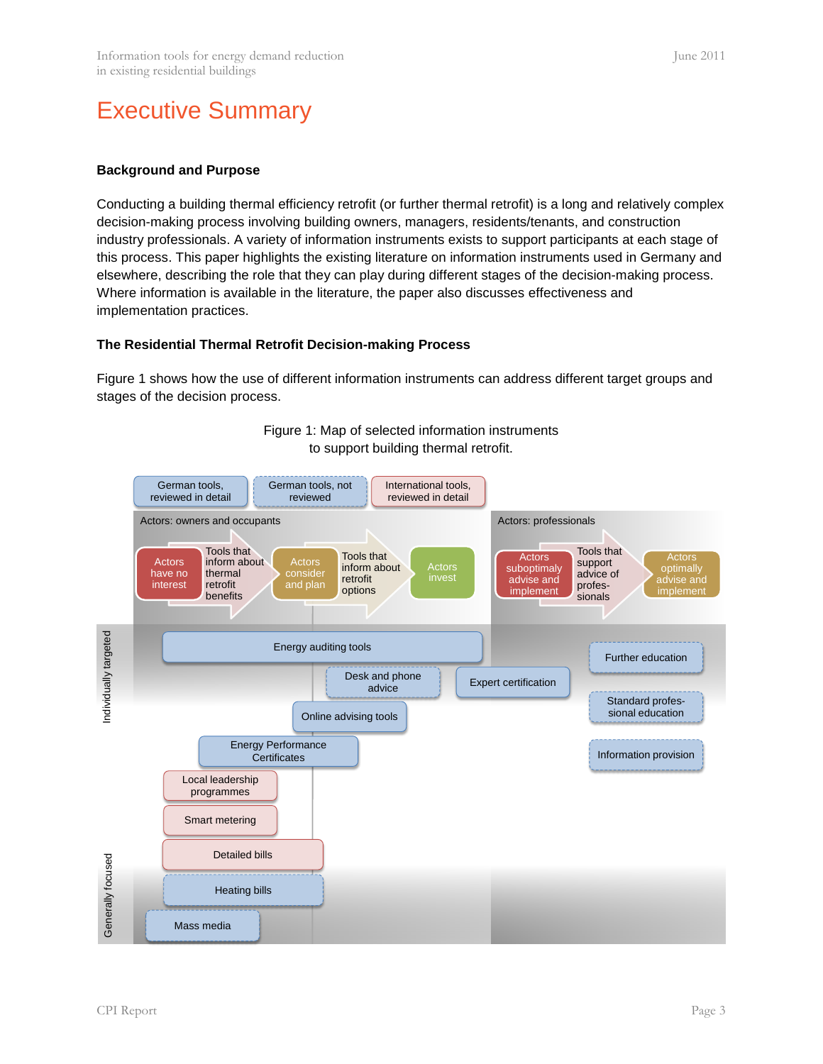# Executive Summary

## Background and Purpose

Conducting a building thermal efficiency retrofit (or further thermal retrofit) is a long and relatively complex decision-making process involving building owners, managers, residents/tenants, and construction industry professionals. A variety of information instruments exists to support participants at each stage of this process. This paper highlights the existing literature on information instruments used in Germany and elsewhere, describing the role that they can play during different stages of the decision-making process. Where information is available in the literature, the paper also discusses effectiveness and implementation practices.

## The Residential Thermal Retrofit Decision-making Process

Figure 1 shows how the use of different information instruments can address different target groups and stages of the decision process.

Figure 1: Map of selected information instruments to support building thermal retrofit.

German tools, reviewed in detail | German tools, not reviewed | International tools, reviewed in detail

Actors: owners and occupants

Actors have no interest → Tools that inform about thermal retrofit benefits → Actors consider and plan → Tools that inform about retrofit options → Actors invest

Actors: professionals

Actors suboptimaly advise and implement → Tools that support advice of profes-sionals → Actors optimally advise and implement

Individually targeted

Energy auditing tools

Desk and phone advice

Expert certification

Further education

Standard profes-sional education

Online advising tools

Information provision

Energy Performance Certificates

Local leadership programmes

Smart metering

Detailed bills

Heating bills

Mass media

Generally focused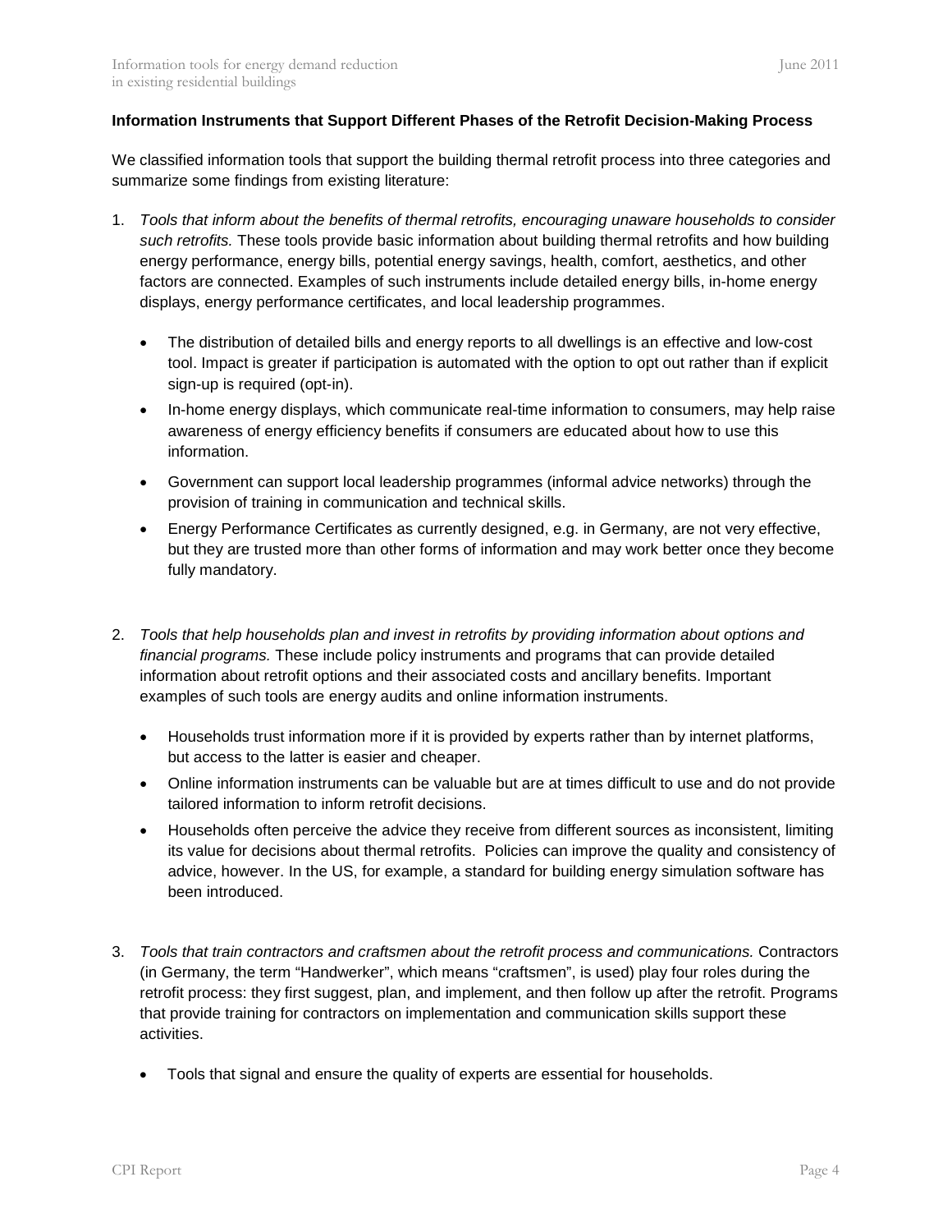**Information Instruments that Support Different Phases of the Retrofit Decision-Making Process**

We classified information tools that support the building thermal retrofit process into three categories and summarize some findings from existing literature:

1. *Tools that inform about the benefits of thermal retrofits, encouraging unaware households to consider such retrofits.* These tools provide basic information about building thermal retrofits and how building energy performance, energy bills, potential energy savings, health, comfort, aesthetics, and other factors are connected. Examples of such instruments include detailed energy bills, in-home energy displays, energy performance certificates, and local leadership programmes.

    - The distribution of detailed bills and energy reports to all dwellings is an effective and low-cost tool. Impact is greater if participation is automated with the option to opt out rather than if explicit sign-up is required (opt-in).
    - In-home energy displays, which communicate real-time information to consumers, may help raise awareness of energy efficiency benefits if consumers are educated about how to use this information.
    - Government can support local leadership programmes (informal advice networks) through the provision of training in communication and technical skills.
    - Energy Performance Certificates as currently designed, e.g. in Germany, are not very effective, but they are trusted more than other forms of information and may work better once they become fully mandatory.

2. *Tools that help households plan and invest in retrofits by providing information about options and financial programs.* These include policy instruments and programs that can provide detailed information about retrofit options and their associated costs and ancillary benefits. Important examples of such tools are energy audits and online information instruments.

    - Households trust information more if it is provided by experts rather than by internet platforms, but access to the latter is easier and cheaper.
    - Online information instruments can be valuable but are at times difficult to use and do not provide tailored information to inform retrofit decisions.
    - Households often perceive the advice they receive from different sources as inconsistent, limiting its value for decisions about thermal retrofits. Policies can improve the quality and consistency of advice, however. In the US, for example, a standard for building energy simulation software has been introduced.

3. *Tools that train contractors and craftsmen about the retrofit process and communications.* Contractors (in Germany, the term "Handwerker", which means "craftsmen", is used) play four roles during the retrofit process: they first suggest, plan, and implement, and then follow up after the retrofit. Programs that provide training for contractors on implementation and communication skills support these activities.

    - Tools that signal and ensure the quality of experts are essential for households.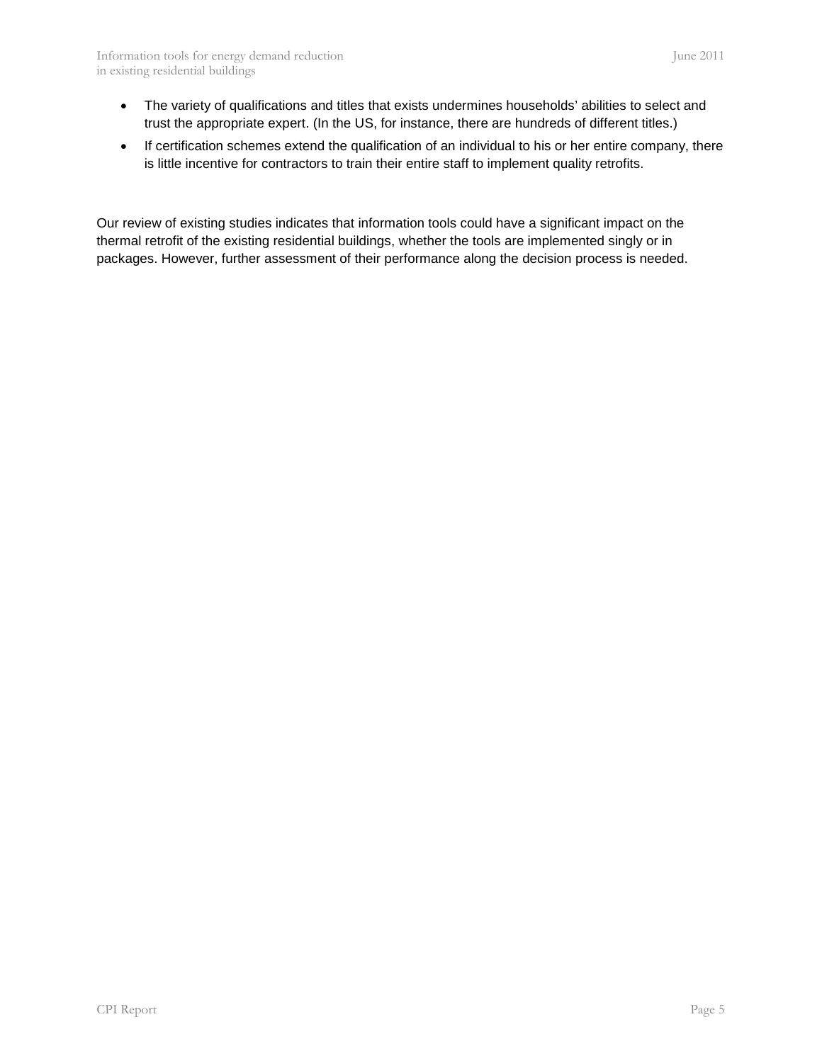- The variety of qualifications and titles that exists undermines households' abilities to select and trust the appropriate expert. (In the US, for instance, there are hundreds of different titles.)
- If certification schemes extend the qualification of an individual to his or her entire company, there is little incentive for contractors to train their entire staff to implement quality retrofits.

Our review of existing studies indicates that information tools could have a significant impact on the thermal retrofit of the existing residential buildings, whether the tools are implemented singly or in packages. However, further assessment of their performance along the decision process is needed.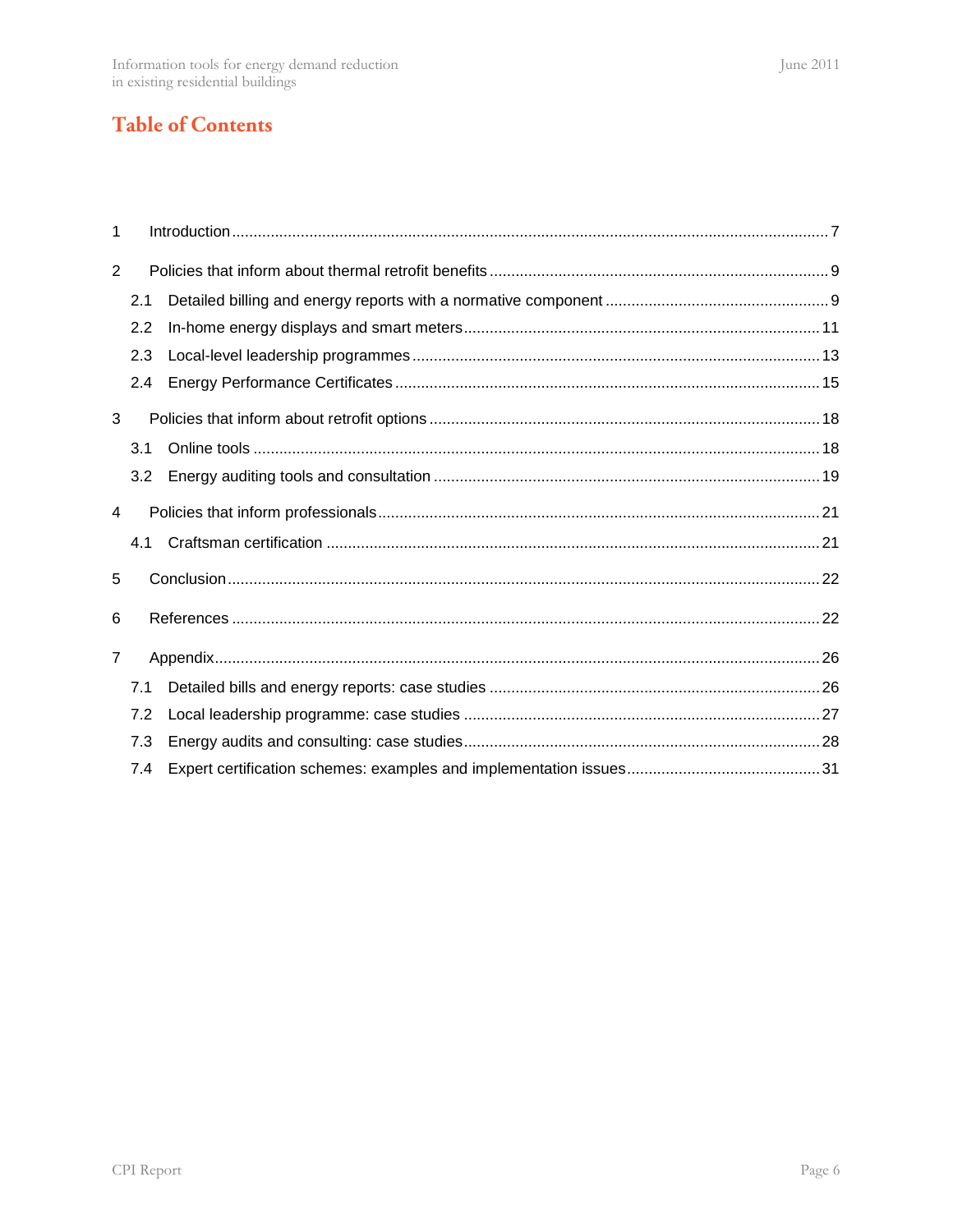# Table of Contents

1 Introduction ........................................................................ 7

2 Policies that inform about thermal retrofit benefits ........................................................................ 9

- 2.1 Detailed billing and energy reports with a normative component ........................................................................ 9
- 2.2 In-home energy displays and smart meters ........................................................................ 11
- 2.3 Local-level leadership programmes ........................................................................ 13
- 2.4 Energy Performance Certificates ........................................................................ 15

3 Policies that inform about retrofit options ........................................................................ 18

- 3.1 Online tools ........................................................................ 18
- 3.2 Energy auditing tools and consultation ........................................................................ 19

4 Policies that inform professionals ........................................................................ 21

- 4.1 Craftsman certification ........................................................................ 21

5 Conclusion ........................................................................ 22

6 References ........................................................................ 22

7 Appendix ........................................................................ 26

- 7.1 Detailed bills and energy reports: case studies ........................................................................ 26
- 7.2 Local leadership programme: case studies ........................................................................ 27
- 7.3 Energy audits and consulting: case studies ........................................................................ 28
- 7.4 Expert certification schemes: examples and implementation issues ........................................................................ 31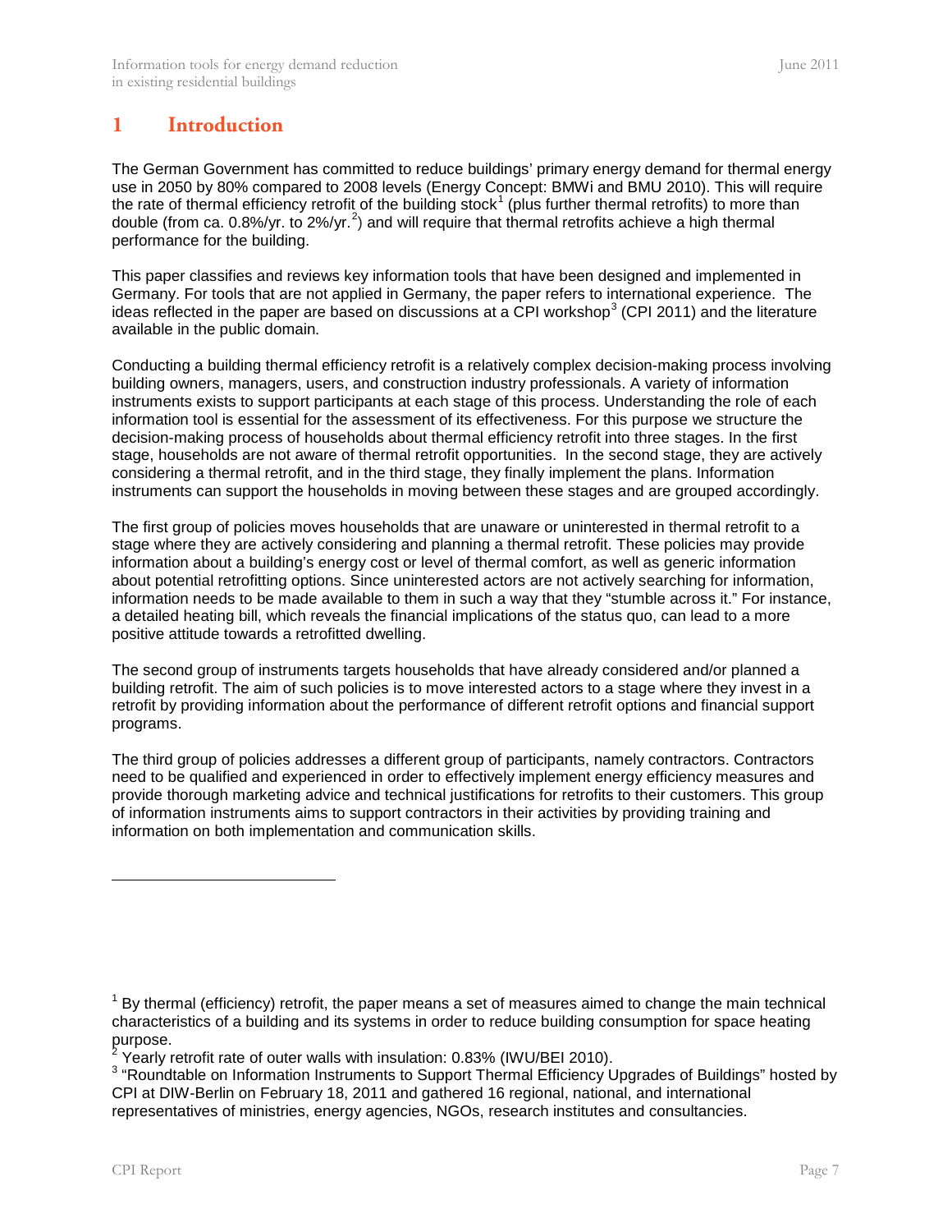# 1 Introduction

The German Government has committed to reduce buildings' primary energy demand for thermal energy use in 2050 by 80% compared to 2008 levels (Energy Concept: BMWi and BMU 2010). This will require the rate of thermal efficiency retrofit of the building stock[1] (plus further thermal retrofits) to more than double (from ca. 0.8%/yr. to 2%/yr.[2]) and will require that thermal retrofits achieve a high thermal performance for the building.

This paper classifies and reviews key information tools that have been designed and implemented in Germany. For tools that are not applied in Germany, the paper refers to international experience. The ideas reflected in the paper are based on discussions at a CPI workshop[3] (CPI 2011) and the literature available in the public domain.

Conducting a building thermal efficiency retrofit is a relatively complex decision-making process involving building owners, managers, users, and construction industry professionals. A variety of information instruments exists to support participants at each stage of this process. Understanding the role of each information tool is essential for the assessment of its effectiveness. For this purpose we structure the decision-making process of households about thermal efficiency retrofit into three stages. In the first stage, households are not aware of thermal retrofit opportunities. In the second stage, they are actively considering a thermal retrofit, and in the third stage, they finally implement the plans. Information instruments can support the households in moving between these stages and are grouped accordingly.

The first group of policies moves households that are unaware or uninterested in thermal retrofit to a stage where they are actively considering and planning a thermal retrofit. These policies may provide information about a building's energy cost or level of thermal comfort, as well as generic information about potential retrofitting options. Since uninterested actors are not actively searching for information, information needs to be made available to them in such a way that they "stumble across it." For instance, a detailed heating bill, which reveals the financial implications of the status quo, can lead to a more positive attitude towards a retrofitted dwelling.

The second group of instruments targets households that have already considered and/or planned a building retrofit. The aim of such policies is to move interested actors to a stage where they invest in a retrofit by providing information about the performance of different retrofit options and financial support programs.

The third group of policies addresses a different group of participants, namely contractors. Contractors need to be qualified and experienced in order to effectively implement energy efficiency measures and provide thorough marketing advice and technical justifications for retrofits to their customers. This group of information instruments aims to support contractors in their activities by providing training and information on both implementation and communication skills.

---

[1] By thermal (efficiency) retrofit, the paper means a set of measures aimed to change the main technical characteristics of a building and its systems in order to reduce building consumption for space heating purpose.

[2] Yearly retrofit rate of outer walls with insulation: 0.83% (IWU/BEI 2010).

[3] "Roundtable on Information Instruments to Support Thermal Efficiency Upgrades of Buildings" hosted by CPI at DIW-Berlin on February 18, 2011 and gathered 16 regional, national, and international representatives of ministries, energy agencies, NGOs, research institutes and consultancies.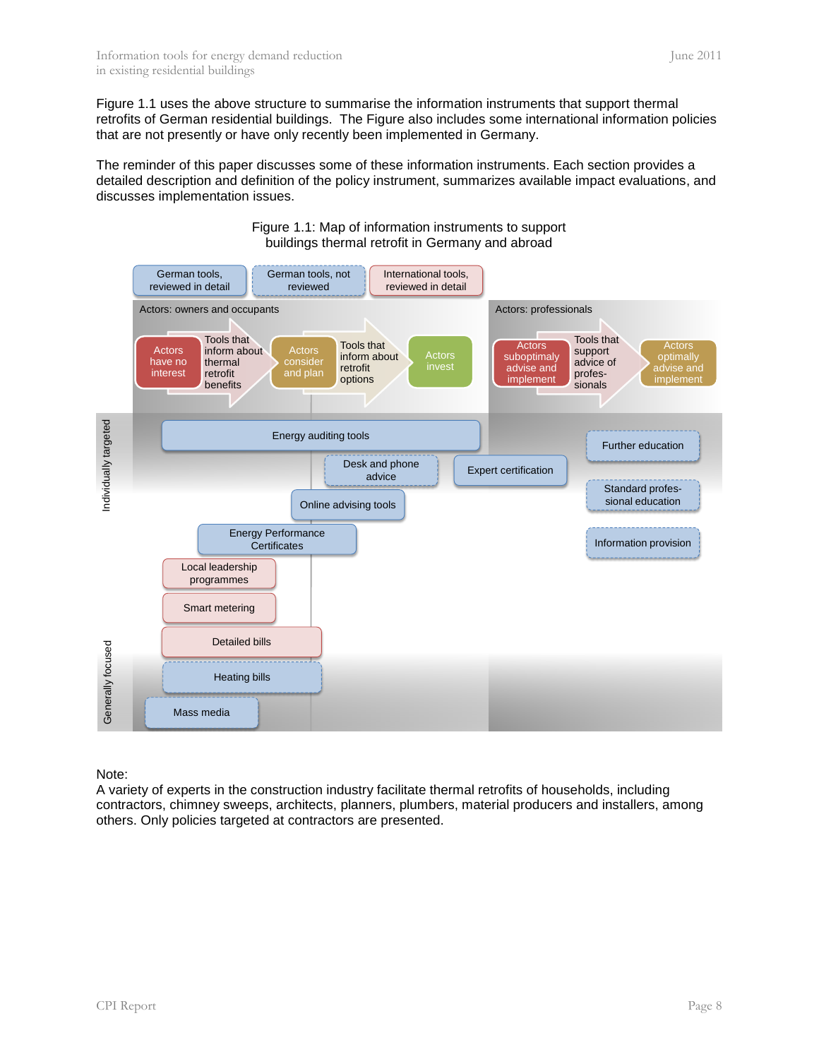Figure 1.1 uses the above structure to summarise the information instruments that support thermal retrofits of German residential buildings. The Figure also includes some international information policies that are not presently or have only recently been implemented in Germany.

The reminder of this paper discusses some of these information instruments. Each section provides a detailed description and definition of the policy instrument, summarizes available impact evaluations, and discusses implementation issues.

Figure 1.1: Map of information instruments to support buildings thermal retrofit in Germany and abroad

German tools, reviewed in detail | German tools, not reviewed | International tools, reviewed in detail

Actors: owners and occupants

Actors have no interest → Tools that inform about thermal retrofit benefits → Actors consider and plan → Tools that inform about retrofit options → Actors invest

Actors: professionals

Actors suboptimaly advise and implement → Tools that support advice of profes-sionals → Actors optimally advise and implement

Individually targeted

Energy auditing tools

Desk and phone advice

Expert certification

Further education

Standard profes-sional education

Online advising tools

Energy Performance Certificates

Information provision

Local leadership programmes

Smart metering

Detailed bills

Heating bills

Mass media

Generally focused

Note:
A variety of experts in the construction industry facilitate thermal retrofits of households, including contractors, chimney sweeps, architects, planners, plumbers, material producers and installers, among others. Only policies targeted at contractors are presented.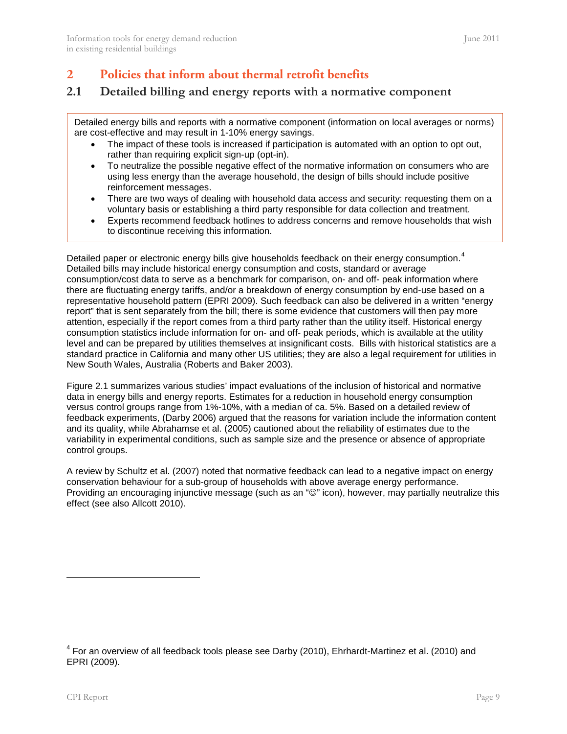# 2 Policies that inform about thermal retrofit benefits

## 2.1 Detailed billing and energy reports with a normative component

Detailed energy bills and reports with a normative component (information on local averages or norms) are cost-effective and may result in 1-10% energy savings.

- The impact of these tools is increased if participation is automated with an option to opt out, rather than requiring explicit sign-up (opt-in).
- To neutralize the possible negative effect of the normative information on consumers who are using less energy than the average household, the design of bills should include positive reinforcement messages.
- There are two ways of dealing with household data access and security: requesting them on a voluntary basis or establishing a third party responsible for data collection and treatment.
- Experts recommend feedback hotlines to address concerns and remove households that wish to discontinue receiving this information.

Detailed paper or electronic energy bills give households feedback on their energy consumption.[4] Detailed bills may include historical energy consumption and costs, standard or average consumption/cost data to serve as a benchmark for comparison, on- and off- peak information where there are fluctuating energy tariffs, and/or a breakdown of energy consumption by end-use based on a representative household pattern (EPRI 2009). Such feedback can also be delivered in a written "energy report" that is sent separately from the bill; there is some evidence that customers will then pay more attention, especially if the report comes from a third party rather than the utility itself. Historical energy consumption statistics include information for on- and off- peak periods, which is available at the utility level and can be prepared by utilities themselves at insignificant costs. Bills with historical statistics are a standard practice in California and many other US utilities; they are also a legal requirement for utilities in New South Wales, Australia (Roberts and Baker 2003).

Figure 2.1 summarizes various studies' impact evaluations of the inclusion of historical and normative data in energy bills and energy reports. Estimates for a reduction in household energy consumption versus control groups range from 1%-10%, with a median of ca. 5%. Based on a detailed review of feedback experiments, (Darby 2006) argued that the reasons for variation include the information content and its quality, while Abrahamse et al. (2005) cautioned about the reliability of estimates due to the variability in experimental conditions, such as sample size and the presence or absence of appropriate control groups.

A review by Schultz et al. (2007) noted that normative feedback can lead to a negative impact on energy conservation behaviour for a sub-group of households with above average energy performance. Providing an encouraging injunctive message (such as an "☺" icon), however, may partially neutralize this effect (see also Allcott 2010).

[4] For an overview of all feedback tools please see Darby (2010), Ehrhardt-Martinez et al. (2010) and EPRI (2009).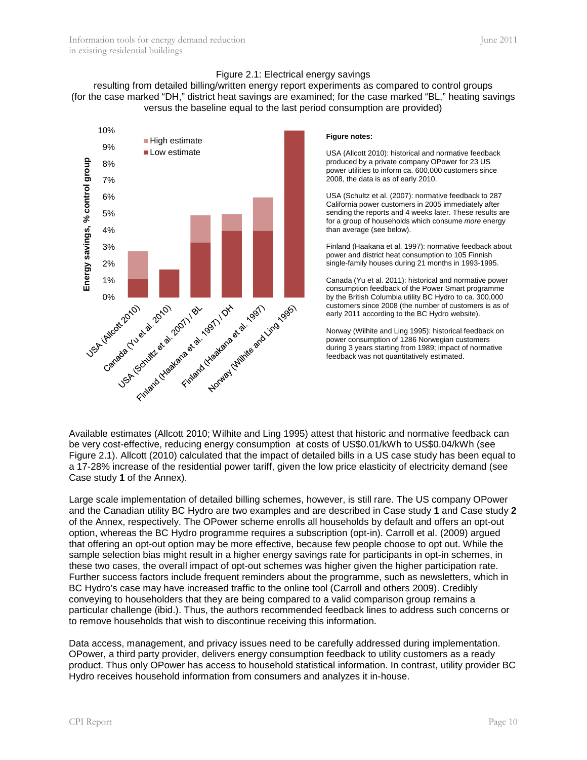Figure 2.1: Electrical energy savings
resulting from detailed billing/written energy report experiments as compared to control groups (for the case marked "DH," district heat savings are examined; for the case marked "BL," heating savings versus the baseline equal to the last period consumption are provided)

**Figure notes:**

USA (Allcott 2010): historical and normative feedback produced by a private company OPower for 23 US power utilities to inform ca. 600,000 customers since 2008, the data is as of early 2010.

USA (Schultz et al. (2007): normative feedback to 287 California power customers in 2005 immediately after sending the reports and 4 weeks later. These results are for a group of households which consume *more* energy than average (see below).

Finland (Haakana et al. 1997): normative feedback about power and district heat consumption to 105 Finnish single-family houses during 21 months in 1993-1995.

Canada (Yu et al. 2011): historical and normative power consumption feedback of the Power Smart programme by the British Columbia utility BC Hydro to ca. 300,000 customers since 2008 (the number of customers is as of early 2011 according to the BC Hydro website).

Norway (Wilhite and Ling 1995): historical feedback on power consumption of 1286 Norwegian customers during 3 years starting from 1989; impact of normative feedback was not quantitatively estimated.

Available estimates (Allcott 2010; Wilhite and Ling 1995) attest that historic and normative feedback can be very cost-effective, reducing energy consumption at costs of US$0.01/kWh to US$0.04/kWh (see Figure 2.1). Allcott (2010) calculated that the impact of detailed bills in a US case study has been equal to a 17-28% increase of the residential power tariff, given the low price elasticity of electricity demand (see Case study **1** of the Annex).

Large scale implementation of detailed billing schemes, however, is still rare. The US company OPower and the Canadian utility BC Hydro are two examples and are described in Case study **1** and Case study **2** of the Annex, respectively. The OPower scheme enrolls all households by default and offers an opt-out option, whereas the BC Hydro programme requires a subscription (opt-in). Carroll et al. (2009) argued that offering an opt-out option may be more effective, because few people choose to opt out. While the sample selection bias might result in a higher energy savings rate for participants in opt-in schemes, in these two cases, the overall impact of opt-out schemes was higher given the higher participation rate. Further success factors include frequent reminders about the programme, such as newsletters, which in BC Hydro's case may have increased traffic to the online tool (Carroll and others 2009). Credibly conveying to householders that they are being compared to a valid comparison group remains a particular challenge (ibid.). Thus, the authors recommended feedback lines to address such concerns or to remove households that wish to discontinue receiving this information.

Data access, management, and privacy issues need to be carefully addressed during implementation. OPower, a third party provider, delivers energy consumption feedback to utility customers as a ready product. Thus only OPower has access to household statistical information. In contrast, utility provider BC Hydro receives household information from consumers and analyzes it in-house.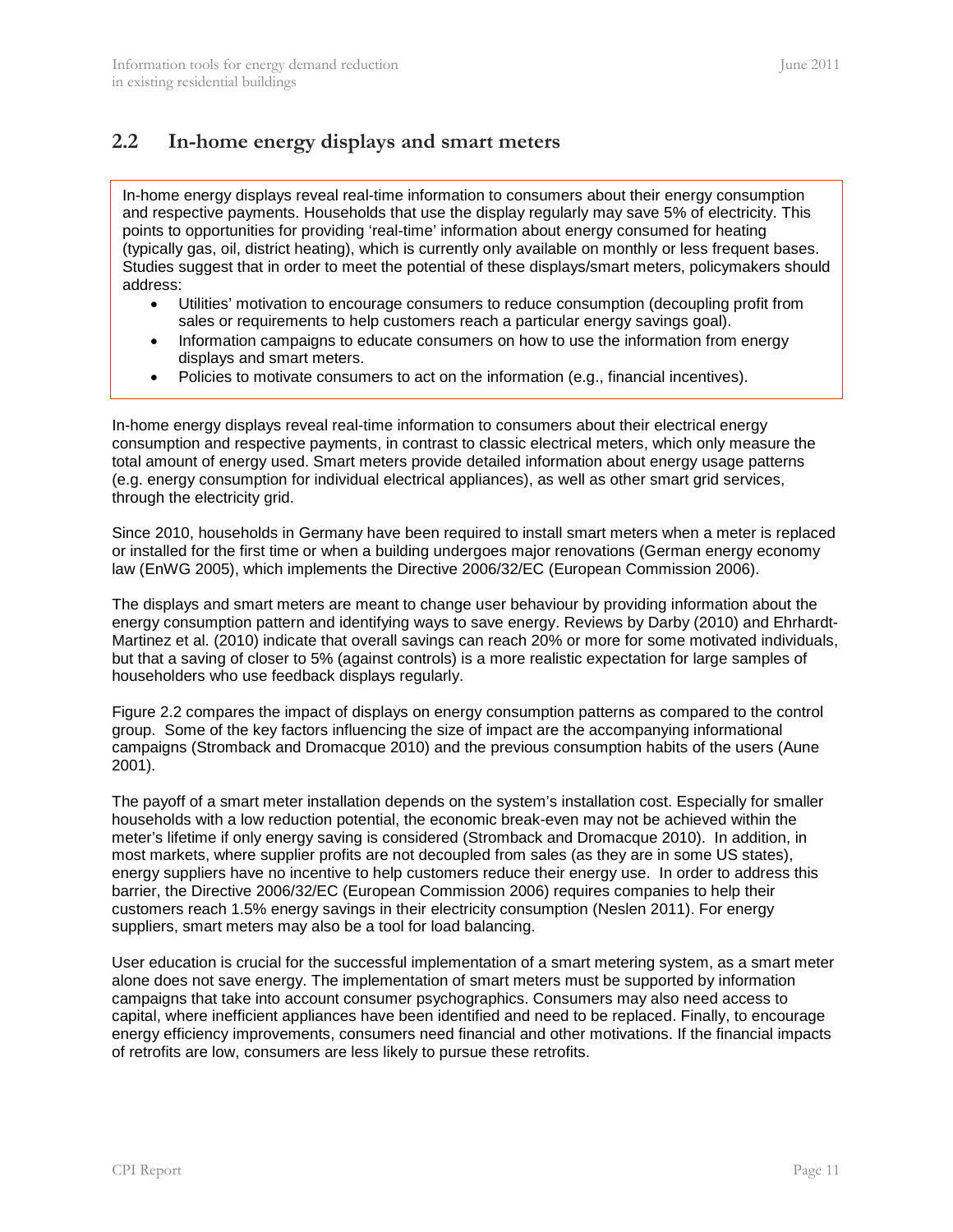## 2.2 In-home energy displays and smart meters

> In-home energy displays reveal real-time information to consumers about their energy consumption and respective payments. Households that use the display regularly may save 5% of electricity. This points to opportunities for providing 'real-time' information about energy consumed for heating (typically gas, oil, district heating), which is currently only available on monthly or less frequent bases. Studies suggest that in order to meet the potential of these displays/smart meters, policymakers should address:
>
> - Utilities' motivation to encourage consumers to reduce consumption (decoupling profit from sales or requirements to help customers reach a particular energy savings goal).
> - Information campaigns to educate consumers on how to use the information from energy displays and smart meters.
> - Policies to motivate consumers to act on the information (e.g., financial incentives).

In-home energy displays reveal real-time information to consumers about their electrical energy consumption and respective payments, in contrast to classic electrical meters, which only measure the total amount of energy used. Smart meters provide detailed information about energy usage patterns (e.g. energy consumption for individual electrical appliances), as well as other smart grid services, through the electricity grid.

Since 2010, households in Germany have been required to install smart meters when a meter is replaced or installed for the first time or when a building undergoes major renovations (German energy economy law (EnWG 2005), which implements the Directive 2006/32/EC (European Commission 2006).

The displays and smart meters are meant to change user behaviour by providing information about the energy consumption pattern and identifying ways to save energy. Reviews by Darby (2010) and Ehrhardt-Martinez et al. (2010) indicate that overall savings can reach 20% or more for some motivated individuals, but that a saving of closer to 5% (against controls) is a more realistic expectation for large samples of householders who use feedback displays regularly.

Figure 2.2 compares the impact of displays on energy consumption patterns as compared to the control group. Some of the key factors influencing the size of impact are the accompanying informational campaigns (Stromback and Dromacque 2010) and the previous consumption habits of the users (Aune 2001).

The payoff of a smart meter installation depends on the system's installation cost. Especially for smaller households with a low reduction potential, the economic break-even may not be achieved within the meter's lifetime if only energy saving is considered (Stromback and Dromacque 2010). In addition, in most markets, where supplier profits are not decoupled from sales (as they are in some US states), energy suppliers have no incentive to help customers reduce their energy use. In order to address this barrier, the Directive 2006/32/EC (European Commission 2006) requires companies to help their customers reach 1.5% energy savings in their electricity consumption (Neslen 2011). For energy suppliers, smart meters may also be a tool for load balancing.

User education is crucial for the successful implementation of a smart metering system, as a smart meter alone does not save energy. The implementation of smart meters must be supported by information campaigns that take into account consumer psychographics. Consumers may also need access to capital, where inefficient appliances have been identified and need to be replaced. Finally, to encourage energy efficiency improvements, consumers need financial and other motivations. If the financial impacts of retrofits are low, consumers are less likely to pursue these retrofits.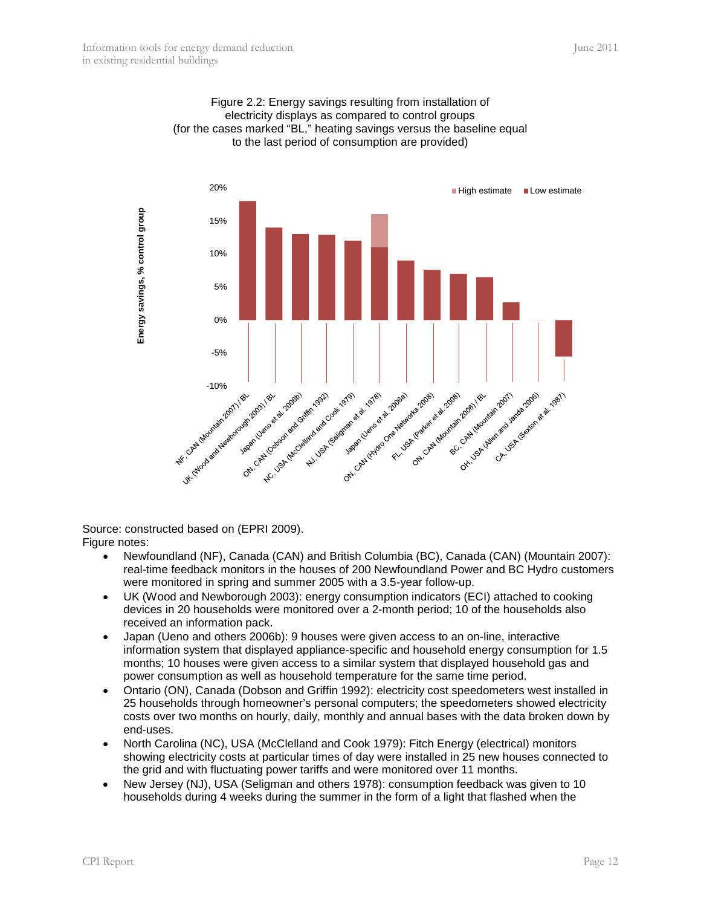Figure 2.2: Energy savings resulting from installation of electricity displays as compared to control groups (for the cases marked "BL," heating savings versus the baseline equal to the last period of consumption are provided)

Source: constructed based on (EPRI 2009).

Figure notes:

- Newfoundland (NF), Canada (CAN) and British Columbia (BC), Canada (CAN) (Mountain 2007): real-time feedback monitors in the houses of 200 Newfoundland Power and BC Hydro customers were monitored in spring and summer 2005 with a 3.5-year follow-up.
- UK (Wood and Newborough 2003): energy consumption indicators (ECI) attached to cooking devices in 20 households were monitored over a 2-month period; 10 of the households also received an information pack.
- Japan (Ueno and others 2006b): 9 houses were given access to an on-line, interactive information system that displayed appliance-specific and household energy consumption for 1.5 months; 10 houses were given access to a similar system that displayed household gas and power consumption as well as household temperature for the same time period.
- Ontario (ON), Canada (Dobson and Griffin 1992): electricity cost speedometers west installed in 25 households through homeowner's personal computers; the speedometers showed electricity costs over two months on hourly, daily, monthly and annual bases with the data broken down by end-uses.
- North Carolina (NC), USA (McClelland and Cook 1979): Fitch Energy (electrical) monitors showing electricity costs at particular times of day were installed in 25 new houses connected to the grid and with fluctuating power tariffs and were monitored over 11 months.
- New Jersey (NJ), USA (Seligman and others 1978): consumption feedback was given to 10 households during 4 weeks during the summer in the form of a light that flashed when the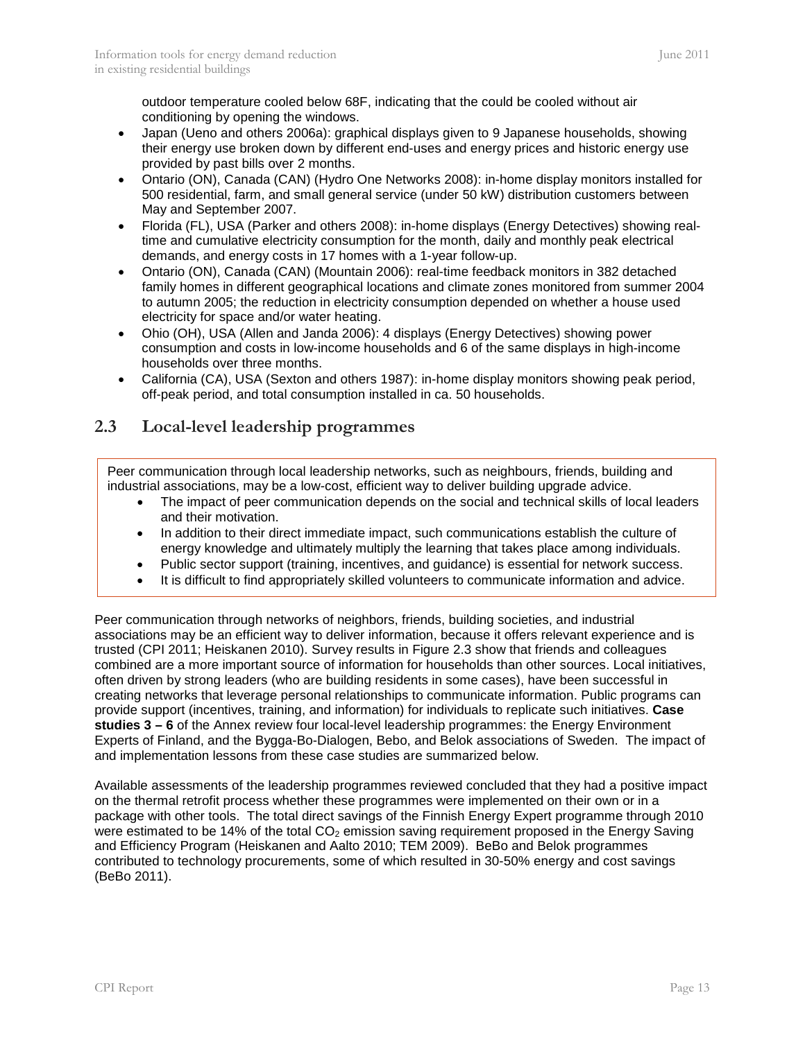outdoor temperature cooled below 68F, indicating that the could be cooled without air conditioning by opening the windows.

- Japan (Ueno and others 2006a): graphical displays given to 9 Japanese households, showing their energy use broken down by different end-uses and energy prices and historic energy use provided by past bills over 2 months.
- Ontario (ON), Canada (CAN) (Hydro One Networks 2008): in-home display monitors installed for 500 residential, farm, and small general service (under 50 kW) distribution customers between May and September 2007.
- Florida (FL), USA (Parker and others 2008): in-home displays (Energy Detectives) showing real-time and cumulative electricity consumption for the month, daily and monthly peak electrical demands, and energy costs in 17 homes with a 1-year follow-up.
- Ontario (ON), Canada (CAN) (Mountain 2006): real-time feedback monitors in 382 detached family homes in different geographical locations and climate zones monitored from summer 2004 to autumn 2005; the reduction in electricity consumption depended on whether a house used electricity for space and/or water heating.
- Ohio (OH), USA (Allen and Janda 2006): 4 displays (Energy Detectives) showing power consumption and costs in low-income households and 6 of the same displays in high-income households over three months.
- California (CA), USA (Sexton and others 1987): in-home display monitors showing peak period, off-peak period, and total consumption installed in ca. 50 households.

## 2.3 Local-level leadership programmes

Peer communication through local leadership networks, such as neighbours, friends, building and industrial associations, may be a low-cost, efficient way to deliver building upgrade advice.

- The impact of peer communication depends on the social and technical skills of local leaders and their motivation.
- In addition to their direct immediate impact, such communications establish the culture of energy knowledge and ultimately multiply the learning that takes place among individuals.
- Public sector support (training, incentives, and guidance) is essential for network success.
- It is difficult to find appropriately skilled volunteers to communicate information and advice.

Peer communication through networks of neighbors, friends, building societies, and industrial associations may be an efficient way to deliver information, because it offers relevant experience and is trusted (CPI 2011; Heiskanen 2010). Survey results in Figure 2.3 show that friends and colleagues combined are a more important source of information for households than other sources. Local initiatives, often driven by strong leaders (who are building residents in some cases), have been successful in creating networks that leverage personal relationships to communicate information. Public programs can provide support (incentives, training, and information) for individuals to replicate such initiatives. **Case studies 3 – 6** of the Annex review four local-level leadership programmes: the Energy Environment Experts of Finland, and the Bygga-Bo-Dialogen, Bebo, and Belok associations of Sweden. The impact of and implementation lessons from these case studies are summarized below.

Available assessments of the leadership programmes reviewed concluded that they had a positive impact on the thermal retrofit process whether these programmes were implemented on their own or in a package with other tools. The total direct savings of the Finnish Energy Expert programme through 2010 were estimated to be 14% of the total $CO_2$ emission saving requirement proposed in the Energy Saving and Efficiency Program (Heiskanen and Aalto 2010; TEM 2009). BeBo and Belok programmes contributed to technology procurements, some of which resulted in 30-50% energy and cost savings (BeBo 2011).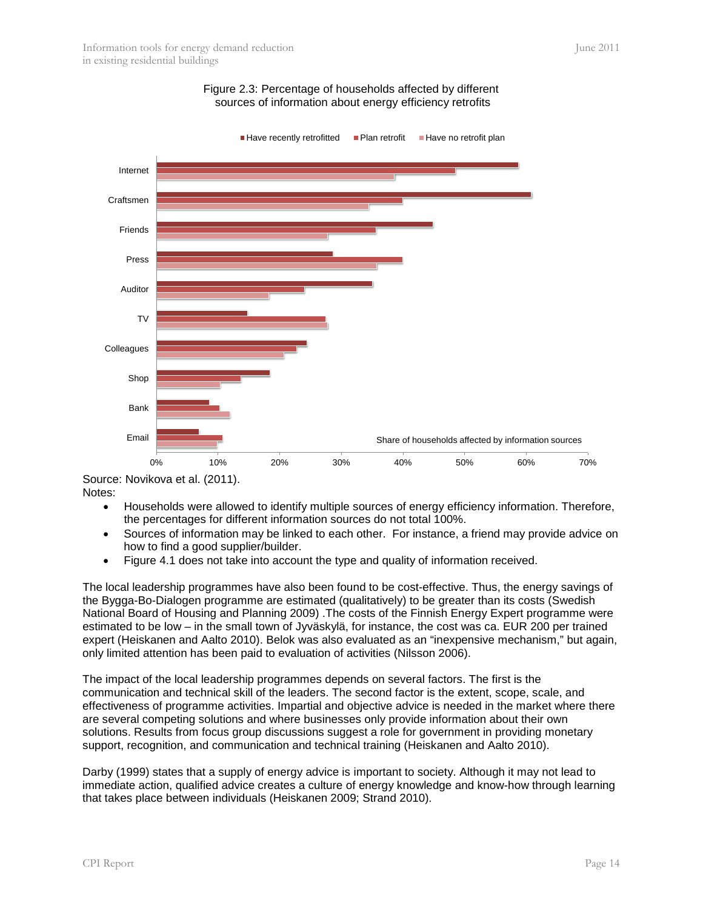Figure 2.3: Percentage of households affected by different sources of information about energy efficiency retrofits

Source: Novikova et al. (2011).

Notes:

- Households were allowed to identify multiple sources of energy efficiency information. Therefore, the percentages for different information sources do not total 100%.
- Sources of information may be linked to each other. For instance, a friend may provide advice on how to find a good supplier/builder.
- Figure 4.1 does not take into account the type and quality of information received.

The local leadership programmes have also been found to be cost-effective. Thus, the energy savings of the Bygga-Bo-Dialogen programme are estimated (qualitatively) to be greater than its costs (Swedish National Board of Housing and Planning 2009) .The costs of the Finnish Energy Expert programme were estimated to be low – in the small town of Jyväskylä, for instance, the cost was ca. EUR 200 per trained expert (Heiskanen and Aalto 2010). Belok was also evaluated as an "inexpensive mechanism," but again, only limited attention has been paid to evaluation of activities (Nilsson 2006).

The impact of the local leadership programmes depends on several factors. The first is the communication and technical skill of the leaders. The second factor is the extent, scope, scale, and effectiveness of programme activities. Impartial and objective advice is needed in the market where there are several competing solutions and where businesses only provide information about their own solutions. Results from focus group discussions suggest a role for government in providing monetary support, recognition, and communication and technical training (Heiskanen and Aalto 2010).

Darby (1999) states that a supply of energy advice is important to society. Although it may not lead to immediate action, qualified advice creates a culture of energy knowledge and know-how through learning that takes place between individuals (Heiskanen 2009; Strand 2010).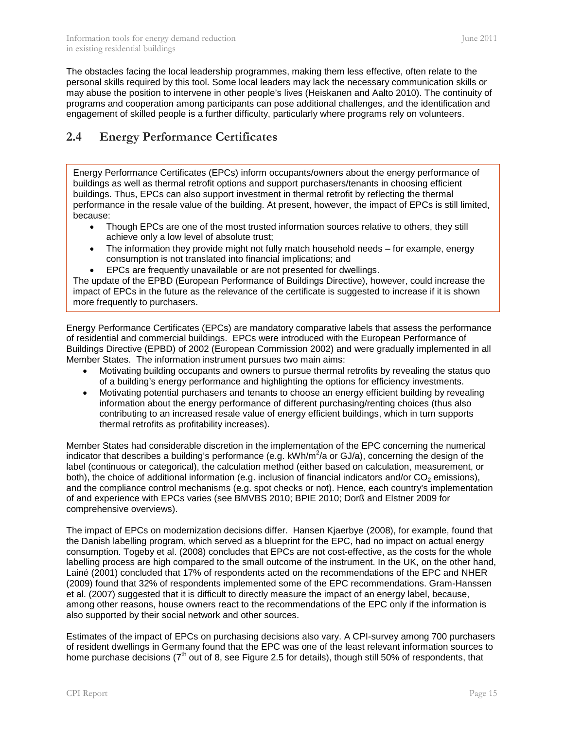The obstacles facing the local leadership programmes, making them less effective, often relate to the personal skills required by this tool. Some local leaders may lack the necessary communication skills or may abuse the position to intervene in other people's lives (Heiskanen and Aalto 2010). The continuity of programs and cooperation among participants can pose additional challenges, and the identification and engagement of skilled people is a further difficulty, particularly where programs rely on volunteers.

## 2.4 Energy Performance Certificates

Energy Performance Certificates (EPCs) inform occupants/owners about the energy performance of buildings as well as thermal retrofit options and support purchasers/tenants in choosing efficient buildings. Thus, EPCs can also support investment in thermal retrofit by reflecting the thermal performance in the resale value of the building. At present, however, the impact of EPCs is still limited, because:

- Though EPCs are one of the most trusted information sources relative to others, they still achieve only a low level of absolute trust;
- The information they provide might not fully match household needs – for example, energy consumption is not translated into financial implications; and
- EPCs are frequently unavailable or are not presented for dwellings.

The update of the EPBD (European Performance of Buildings Directive), however, could increase the impact of EPCs in the future as the relevance of the certificate is suggested to increase if it is shown more frequently to purchasers.

Energy Performance Certificates (EPCs) are mandatory comparative labels that assess the performance of residential and commercial buildings. EPCs were introduced with the European Performance of Buildings Directive (EPBD) of 2002 (European Commission 2002) and were gradually implemented in all Member States. The information instrument pursues two main aims:

- Motivating building occupants and owners to pursue thermal retrofits by revealing the status quo of a building's energy performance and highlighting the options for efficiency investments.
- Motivating potential purchasers and tenants to choose an energy efficient building by revealing information about the energy performance of different purchasing/renting choices (thus also contributing to an increased resale value of energy efficient buildings, which in turn supports thermal retrofits as profitability increases).

Member States had considerable discretion in the implementation of the EPC concerning the numerical indicator that describes a building's performance (e.g. $kWh/m^2/a$ or GJ/a), concerning the design of the label (continuous or categorical), the calculation method (either based on calculation, measurement, or both), the choice of additional information (e.g. inclusion of financial indicators and/or $CO_2$ emissions), and the compliance control mechanisms (e.g. spot checks or not). Hence, each country's implementation of and experience with EPCs varies (see BMVBS 2010; BPIE 2010; Dorß and Elstner 2009 for comprehensive overviews).

The impact of EPCs on modernization decisions differ. Hansen Kjaerbye (2008), for example, found that the Danish labelling program, which served as a blueprint for the EPC, had no impact on actual energy consumption. Togeby et al. (2008) concludes that EPCs are not cost-effective, as the costs for the whole labelling process are high compared to the small outcome of the instrument. In the UK, on the other hand, Lainé (2001) concluded that 17% of respondents acted on the recommendations of the EPC and NHER (2009) found that 32% of respondents implemented some of the EPC recommendations. Gram-Hanssen et al. (2007) suggested that it is difficult to directly measure the impact of an energy label, because, among other reasons, house owners react to the recommendations of the EPC only if the information is also supported by their social network and other sources.

Estimates of the impact of EPCs on purchasing decisions also vary. A CPI-survey among 700 purchasers of resident dwellings in Germany found that the EPC was one of the least relevant information sources to home purchase decisions (7th out of 8, see Figure 2.5 for details), though still 50% of respondents, that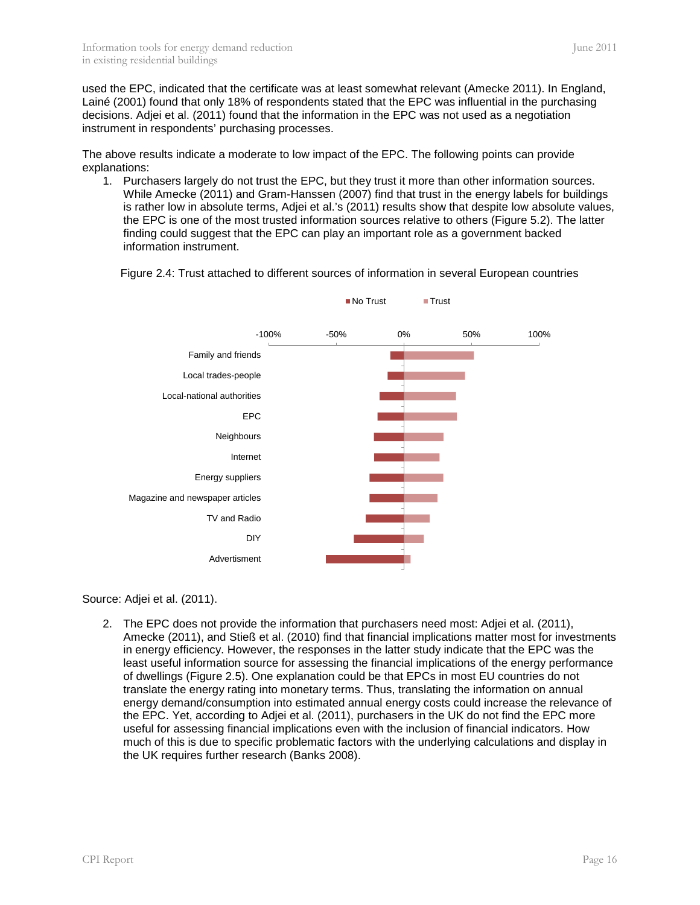used the EPC, indicated that the certificate was at least somewhat relevant (Amecke 2011). In England, Lainé (2001) found that only 18% of respondents stated that the EPC was influential in the purchasing decisions. Adjei et al. (2011) found that the information in the EPC was not used as a negotiation instrument in respondents' purchasing processes.

The above results indicate a moderate to low impact of the EPC. The following points can provide explanations:

1. Purchasers largely do not trust the EPC, but they trust it more than other information sources. While Amecke (2011) and Gram-Hanssen (2007) find that trust in the energy labels for buildings is rather low in absolute terms, Adjei et al.'s (2011) results show that despite low absolute values, the EPC is one of the most trusted information sources relative to others (Figure 5.2). The latter finding could suggest that the EPC can play an important role as a government backed information instrument.

Figure 2.4: Trust attached to different sources of information in several European countries

Source: Adjei et al. (2011).

2. The EPC does not provide the information that purchasers need most: Adjei et al. (2011), Amecke (2011), and Stieß et al. (2010) find that financial implications matter most for investments in energy efficiency. However, the responses in the latter study indicate that the EPC was the least useful information source for assessing the financial implications of the energy performance of dwellings (Figure 2.5). One explanation could be that EPCs in most EU countries do not translate the energy rating into monetary terms. Thus, translating the information on annual energy demand/consumption into estimated annual energy costs could increase the relevance of the EPC. Yet, according to Adjei et al. (2011), purchasers in the UK do not find the EPC more useful for assessing financial implications even with the inclusion of financial indicators. How much of this is due to specific problematic factors with the underlying calculations and display in the UK requires further research (Banks 2008).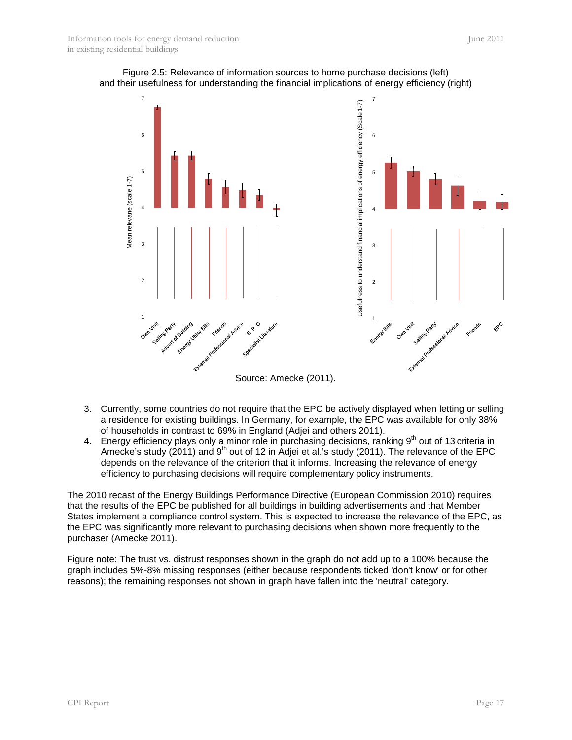Figure 2.5: Relevance of information sources to home purchase decisions (left) and their usefulness for understanding the financial implications of energy efficiency (right)

Source: Amecke (2011).

3. Currently, some countries do not require that the EPC be actively displayed when letting or selling a residence for existing buildings. In Germany, for example, the EPC was available for only 38% of households in contrast to 69% in England (Adjei and others 2011).
4. Energy efficiency plays only a minor role in purchasing decisions, ranking 9th out of 13 criteria in Amecke's study (2011) and 9th out of 12 in Adjei et al.'s study (2011). The relevance of the EPC depends on the relevance of the criterion that it informs. Increasing the relevance of energy efficiency to purchasing decisions will require complementary policy instruments.

The 2010 recast of the Energy Buildings Performance Directive (European Commission 2010) requires that the results of the EPC be published for all buildings in building advertisements and that Member States implement a compliance control system. This is expected to increase the relevance of the EPC, as the EPC was significantly more relevant to purchasing decisions when shown more frequently to the purchaser (Amecke 2011).

Figure note: The trust vs. distrust responses shown in the graph do not add up to a 100% because the graph includes 5%-8% missing responses (either because respondents ticked 'don't know' or for other reasons); the remaining responses not shown in graph have fallen into the 'neutral' category.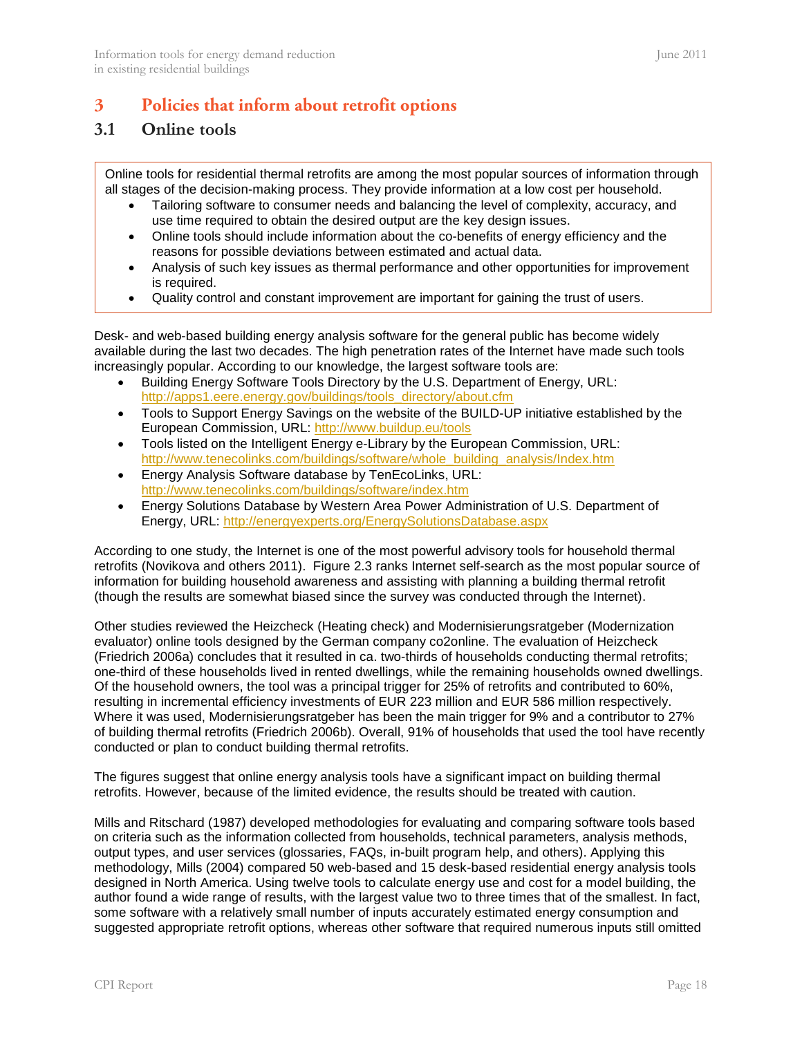# 3 Policies that inform about retrofit options

## 3.1 Online tools

Online tools for residential thermal retrofits are among the most popular sources of information through all stages of the decision-making process. They provide information at a low cost per household.

- Tailoring software to consumer needs and balancing the level of complexity, accuracy, and use time required to obtain the desired output are the key design issues.
- Online tools should include information about the co-benefits of energy efficiency and the reasons for possible deviations between estimated and actual data.
- Analysis of such key issues as thermal performance and other opportunities for improvement is required.
- Quality control and constant improvement are important for gaining the trust of users.

Desk- and web-based building energy analysis software for the general public has become widely available during the last two decades. The high penetration rates of the Internet have made such tools increasingly popular. According to our knowledge, the largest software tools are:

- Building Energy Software Tools Directory by the U.S. Department of Energy, URL: http://apps1.eere.energy.gov/buildings/tools_directory/about.cfm
- Tools to Support Energy Savings on the website of the BUILD-UP initiative established by the European Commission, URL: http://www.buildup.eu/tools
- Tools listed on the Intelligent Energy e-Library by the European Commission, URL: http://www.tenecolinks.com/buildings/software/whole_building_analysis/Index.htm
- Energy Analysis Software database by TenEcoLinks, URL: http://www.tenecolinks.com/buildings/software/index.htm
- Energy Solutions Database by Western Area Power Administration of U.S. Department of Energy, URL: http://energyexperts.org/EnergySolutionsDatabase.aspx

According to one study, the Internet is one of the most powerful advisory tools for household thermal retrofits (Novikova and others 2011). Figure 2.3 ranks Internet self-search as the most popular source of information for building household awareness and assisting with planning a building thermal retrofit (though the results are somewhat biased since the survey was conducted through the Internet).

Other studies reviewed the Heizcheck (Heating check) and Modernisierungsratgeber (Modernization evaluator) online tools designed by the German company co2online. The evaluation of Heizcheck (Friedrich 2006a) concludes that it resulted in ca. two-thirds of households conducting thermal retrofits; one-third of these households lived in rented dwellings, while the remaining households owned dwellings. Of the household owners, the tool was a principal trigger for 25% of retrofits and contributed to 60%, resulting in incremental efficiency investments of EUR 223 million and EUR 586 million respectively. Where it was used, Modernisierungsratgeber has been the main trigger for 9% and a contributor to 27% of building thermal retrofits (Friedrich 2006b). Overall, 91% of households that used the tool have recently conducted or plan to conduct building thermal retrofits.

The figures suggest that online energy analysis tools have a significant impact on building thermal retrofits. However, because of the limited evidence, the results should be treated with caution.

Mills and Ritschard (1987) developed methodologies for evaluating and comparing software tools based on criteria such as the information collected from households, technical parameters, analysis methods, output types, and user services (glossaries, FAQs, in-built program help, and others). Applying this methodology, Mills (2004) compared 50 web-based and 15 desk-based residential energy analysis tools designed in North America. Using twelve tools to calculate energy use and cost for a model building, the author found a wide range of results, with the largest value two to three times that of the smallest. In fact, some software with a relatively small number of inputs accurately estimated energy consumption and suggested appropriate retrofit options, whereas other software that required numerous inputs still omitted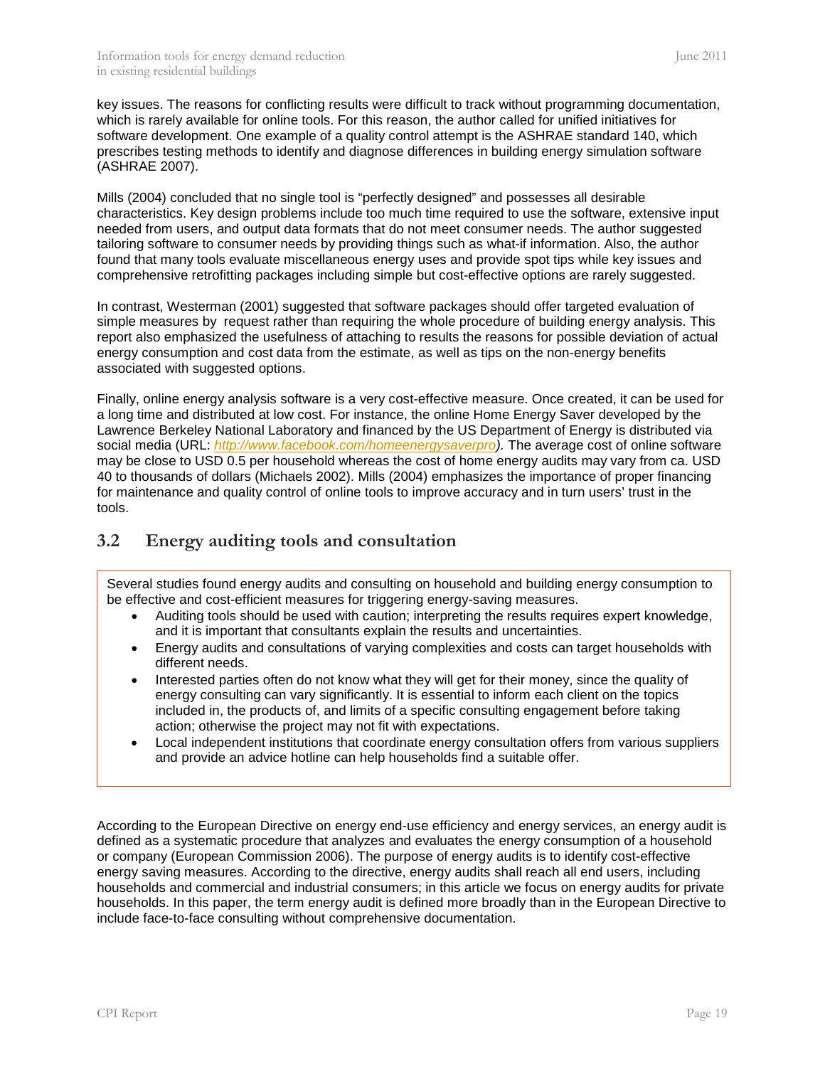key issues. The reasons for conflicting results were difficult to track without programming documentation, which is rarely available for online tools. For this reason, the author called for unified initiatives for software development. One example of a quality control attempt is the ASHRAE standard 140, which prescribes testing methods to identify and diagnose differences in building energy simulation software (ASHRAE 2007).

Mills (2004) concluded that no single tool is "perfectly designed" and possesses all desirable characteristics. Key design problems include too much time required to use the software, extensive input needed from users, and output data formats that do not meet consumer needs. The author suggested tailoring software to consumer needs by providing things such as what-if information. Also, the author found that many tools evaluate miscellaneous energy uses and provide spot tips while key issues and comprehensive retrofitting packages including simple but cost-effective options are rarely suggested.

In contrast, Westerman (2001) suggested that software packages should offer targeted evaluation of simple measures by request rather than requiring the whole procedure of building energy analysis. This report also emphasized the usefulness of attaching to results the reasons for possible deviation of actual energy consumption and cost data from the estimate, as well as tips on the non-energy benefits associated with suggested options.

Finally, online energy analysis software is a very cost-effective measure. Once created, it can be used for a long time and distributed at low cost. For instance, the online Home Energy Saver developed by the Lawrence Berkeley National Laboratory and financed by the US Department of Energy is distributed via social media (URL: *http://www.facebook.com/homeenergysaverpro).* The average cost of online software may be close to USD 0.5 per household whereas the cost of home energy audits may vary from ca. USD 40 to thousands of dollars (Michaels 2002). Mills (2004) emphasizes the importance of proper financing for maintenance and quality control of online tools to improve accuracy and in turn users' trust in the tools.

## 3.2 Energy auditing tools and consultation

Several studies found energy audits and consulting on household and building energy consumption to be effective and cost-efficient measures for triggering energy-saving measures.

- Auditing tools should be used with caution; interpreting the results requires expert knowledge, and it is important that consultants explain the results and uncertainties.
- Energy audits and consultations of varying complexities and costs can target households with different needs.
- Interested parties often do not know what they will get for their money, since the quality of energy consulting can vary significantly. It is essential to inform each client on the topics included in, the products of, and limits of a specific consulting engagement before taking action; otherwise the project may not fit with expectations.
- Local independent institutions that coordinate energy consultation offers from various suppliers and provide an advice hotline can help households find a suitable offer.

According to the European Directive on energy end-use efficiency and energy services, an energy audit is defined as a systematic procedure that analyzes and evaluates the energy consumption of a household or company (European Commission 2006). The purpose of energy audits is to identify cost-effective energy saving measures. According to the directive, energy audits shall reach all end users, including households and commercial and industrial consumers; in this article we focus on energy audits for private households. In this paper, the term energy audit is defined more broadly than in the European Directive to include face-to-face consulting without comprehensive documentation.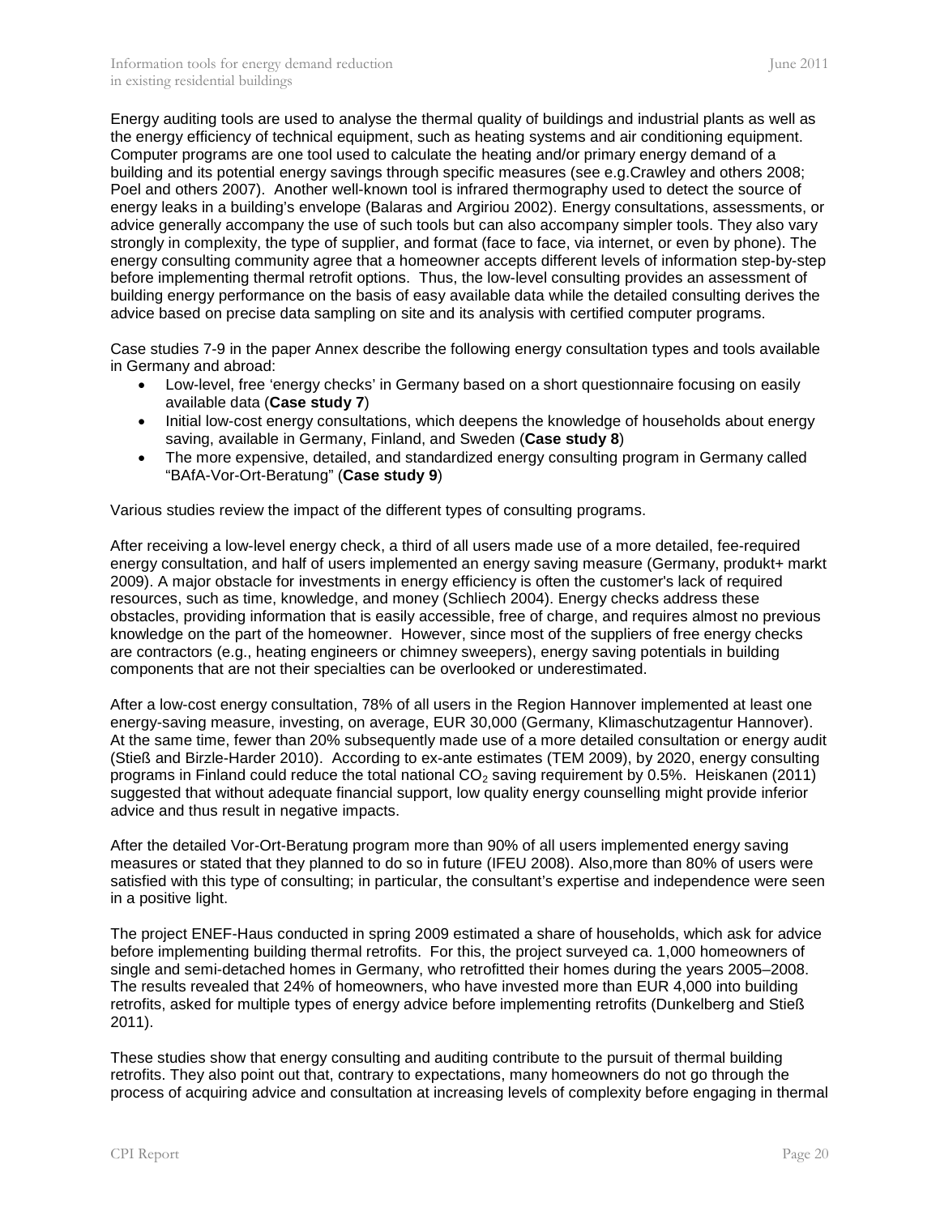Energy auditing tools are used to analyse the thermal quality of buildings and industrial plants as well as the energy efficiency of technical equipment, such as heating systems and air conditioning equipment. Computer programs are one tool used to calculate the heating and/or primary energy demand of a building and its potential energy savings through specific measures (see e.g.Crawley and others 2008; Poel and others 2007). Another well-known tool is infrared thermography used to detect the source of energy leaks in a building's envelope (Balaras and Argiriou 2002). Energy consultations, assessments, or advice generally accompany the use of such tools but can also accompany simpler tools. They also vary strongly in complexity, the type of supplier, and format (face to face, via internet, or even by phone). The energy consulting community agree that a homeowner accepts different levels of information step-by-step before implementing thermal retrofit options. Thus, the low-level consulting provides an assessment of building energy performance on the basis of easy available data while the detailed consulting derives the advice based on precise data sampling on site and its analysis with certified computer programs.

Case studies 7-9 in the paper Annex describe the following energy consultation types and tools available in Germany and abroad:

- Low-level, free 'energy checks' in Germany based on a short questionnaire focusing on easily available data (**Case study 7**)
- Initial low-cost energy consultations, which deepens the knowledge of households about energy saving, available in Germany, Finland, and Sweden (**Case study 8**)
- The more expensive, detailed, and standardized energy consulting program in Germany called "BAfA-Vor-Ort-Beratung" (**Case study 9**)

Various studies review the impact of the different types of consulting programs.

After receiving a low-level energy check, a third of all users made use of a more detailed, fee-required energy consultation, and half of users implemented an energy saving measure (Germany, produkt+ markt 2009). A major obstacle for investments in energy efficiency is often the customer's lack of required resources, such as time, knowledge, and money (Schliech 2004). Energy checks address these obstacles, providing information that is easily accessible, free of charge, and requires almost no previous knowledge on the part of the homeowner. However, since most of the suppliers of free energy checks are contractors (e.g., heating engineers or chimney sweepers), energy saving potentials in building components that are not their specialties can be overlooked or underestimated.

After a low-cost energy consultation, 78% of all users in the Region Hannover implemented at least one energy-saving measure, investing, on average, EUR 30,000 (Germany, Klimaschutzagentur Hannover). At the same time, fewer than 20% subsequently made use of a more detailed consultation or energy audit (Stieß and Birzle-Harder 2010). According to ex-ante estimates (TEM 2009), by 2020, energy consulting programs in Finland could reduce the total national $CO_2$ saving requirement by 0.5%. Heiskanen (2011) suggested that without adequate financial support, low quality energy counselling might provide inferior advice and thus result in negative impacts.

After the detailed Vor-Ort-Beratung program more than 90% of all users implemented energy saving measures or stated that they planned to do so in future (IFEU 2008). Also,more than 80% of users were satisfied with this type of consulting; in particular, the consultant's expertise and independence were seen in a positive light.

The project ENEF-Haus conducted in spring 2009 estimated a share of households, which ask for advice before implementing building thermal retrofits. For this, the project surveyed ca. 1,000 homeowners of single and semi-detached homes in Germany, who retrofitted their homes during the years 2005–2008. The results revealed that 24% of homeowners, who have invested more than EUR 4,000 into building retrofits, asked for multiple types of energy advice before implementing retrofits (Dunkelberg and Stieß 2011).

These studies show that energy consulting and auditing contribute to the pursuit of thermal building retrofits. They also point out that, contrary to expectations, many homeowners do not go through the process of acquiring advice and consultation at increasing levels of complexity before engaging in thermal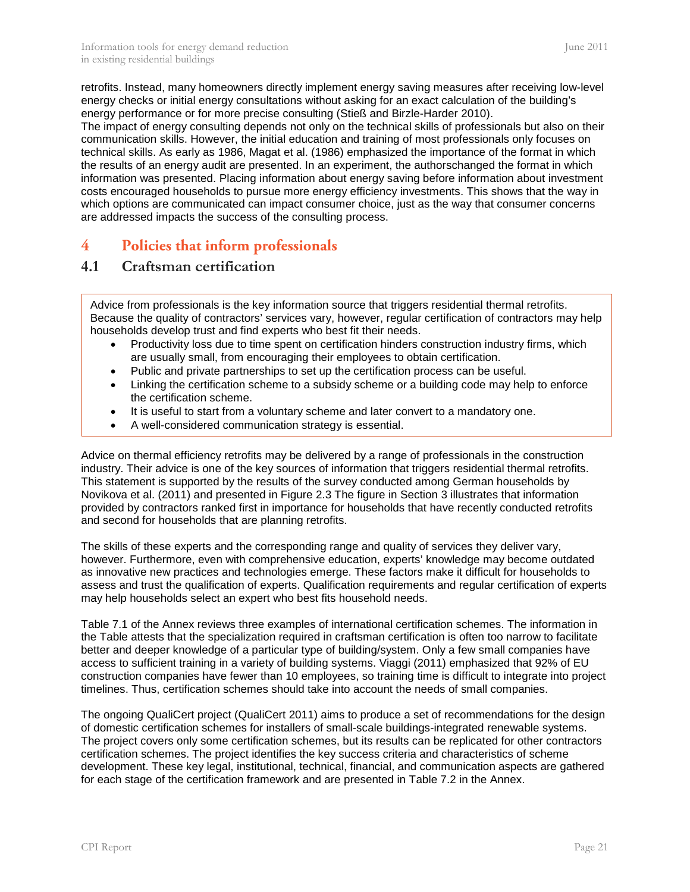retrofits. Instead, many homeowners directly implement energy saving measures after receiving low-level energy checks or initial energy consultations without asking for an exact calculation of the building's energy performance or for more precise consulting (Stieß and Birzle-Harder 2010).
The impact of energy consulting depends not only on the technical skills of professionals but also on their communication skills. However, the initial education and training of most professionals only focuses on technical skills. As early as 1986, Magat et al. (1986) emphasized the importance of the format in which the results of an energy audit are presented. In an experiment, the authorschanged the format in which information was presented. Placing information about energy saving before information about investment costs encouraged households to pursue more energy efficiency investments. This shows that the way in which options are communicated can impact consumer choice, just as the way that consumer concerns are addressed impacts the success of the consulting process.

# 4 Policies that inform professionals

## 4.1 Craftsman certification

Advice from professionals is the key information source that triggers residential thermal retrofits. Because the quality of contractors' services vary, however, regular certification of contractors may help households develop trust and find experts who best fit their needs.

- Productivity loss due to time spent on certification hinders construction industry firms, which are usually small, from encouraging their employees to obtain certification.
- Public and private partnerships to set up the certification process can be useful.
- Linking the certification scheme to a subsidy scheme or a building code may help to enforce the certification scheme.
- It is useful to start from a voluntary scheme and later convert to a mandatory one.
- A well-considered communication strategy is essential.

Advice on thermal efficiency retrofits may be delivered by a range of professionals in the construction industry. Their advice is one of the key sources of information that triggers residential thermal retrofits. This statement is supported by the results of the survey conducted among German households by Novikova et al. (2011) and presented in Figure 2.3 The figure in Section 3 illustrates that information provided by contractors ranked first in importance for households that have recently conducted retrofits and second for households that are planning retrofits.

The skills of these experts and the corresponding range and quality of services they deliver vary, however. Furthermore, even with comprehensive education, experts' knowledge may become outdated as innovative new practices and technologies emerge. These factors make it difficult for households to assess and trust the qualification of experts. Qualification requirements and regular certification of experts may help households select an expert who best fits household needs.

Table 7.1 of the Annex reviews three examples of international certification schemes. The information in the Table attests that the specialization required in craftsman certification is often too narrow to facilitate better and deeper knowledge of a particular type of building/system. Only a few small companies have access to sufficient training in a variety of building systems. Viaggi (2011) emphasized that 92% of EU construction companies have fewer than 10 employees, so training time is difficult to integrate into project timelines. Thus, certification schemes should take into account the needs of small companies.

The ongoing QualiCert project (QualiCert 2011) aims to produce a set of recommendations for the design of domestic certification schemes for installers of small-scale buildings-integrated renewable systems. The project covers only some certification schemes, but its results can be replicated for other contractors certification schemes. The project identifies the key success criteria and characteristics of scheme development. These key legal, institutional, technical, financial, and communication aspects are gathered for each stage of the certification framework and are presented in Table 7.2 in the Annex.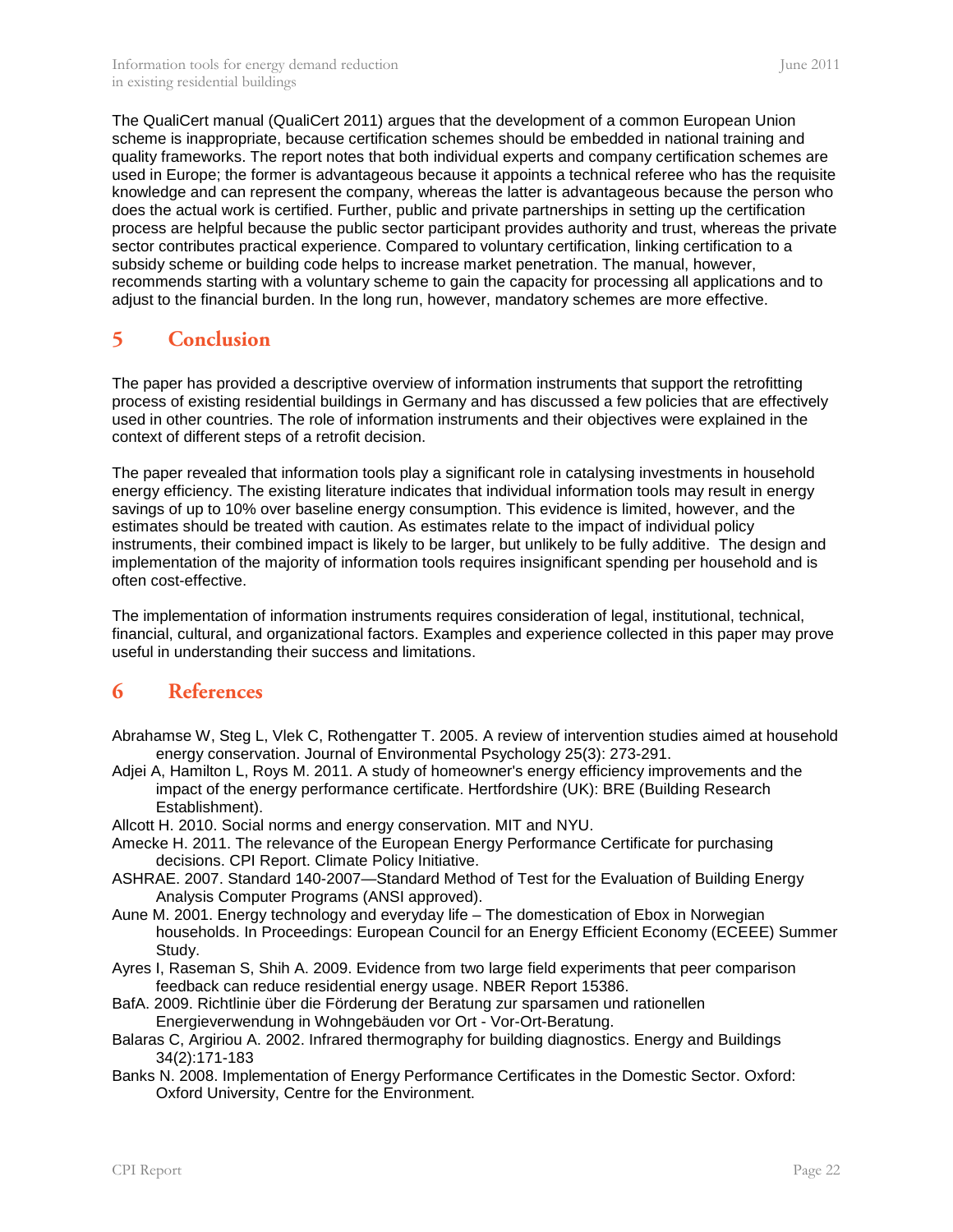The QualiCert manual (QualiCert 2011) argues that the development of a common European Union scheme is inappropriate, because certification schemes should be embedded in national training and quality frameworks. The report notes that both individual experts and company certification schemes are used in Europe; the former is advantageous because it appoints a technical referee who has the requisite knowledge and can represent the company, whereas the latter is advantageous because the person who does the actual work is certified. Further, public and private partnerships in setting up the certification process are helpful because the public sector participant provides authority and trust, whereas the private sector contributes practical experience. Compared to voluntary certification, linking certification to a subsidy scheme or building code helps to increase market penetration. The manual, however, recommends starting with a voluntary scheme to gain the capacity for processing all applications and to adjust to the financial burden. In the long run, however, mandatory schemes are more effective.

# 5 Conclusion

The paper has provided a descriptive overview of information instruments that support the retrofitting process of existing residential buildings in Germany and has discussed a few policies that are effectively used in other countries. The role of information instruments and their objectives were explained in the context of different steps of a retrofit decision.

The paper revealed that information tools play a significant role in catalysing investments in household energy efficiency. The existing literature indicates that individual information tools may result in energy savings of up to 10% over baseline energy consumption. This evidence is limited, however, and the estimates should be treated with caution. As estimates relate to the impact of individual policy instruments, their combined impact is likely to be larger, but unlikely to be fully additive. The design and implementation of the majority of information tools requires insignificant spending per household and is often cost-effective.

The implementation of information instruments requires consideration of legal, institutional, technical, financial, cultural, and organizational factors. Examples and experience collected in this paper may prove useful in understanding their success and limitations.

# 6 References

Abrahamse W, Steg L, Vlek C, Rothengatter T. 2005. A review of intervention studies aimed at household energy conservation. Journal of Environmental Psychology 25(3): 273-291.

Adjei A, Hamilton L, Roys M. 2011. A study of homeowner's energy efficiency improvements and the impact of the energy performance certificate. Hertfordshire (UK): BRE (Building Research Establishment).

Allcott H. 2010. Social norms and energy conservation. MIT and NYU.

Amecke H. 2011. The relevance of the European Energy Performance Certificate for purchasing decisions. CPI Report. Climate Policy Initiative.

ASHRAE. 2007. Standard 140-2007—Standard Method of Test for the Evaluation of Building Energy Analysis Computer Programs (ANSI approved).

Aune M. 2001. Energy technology and everyday life – The domestication of Ebox in Norwegian households. In Proceedings: European Council for an Energy Efficient Economy (ECEEE) Summer Study.

Ayres I, Raseman S, Shih A. 2009. Evidence from two large field experiments that peer comparison feedback can reduce residential energy usage. NBER Report 15386.

BafA. 2009. Richtlinie über die Förderung der Beratung zur sparsamen und rationellen Energieverwendung in Wohngebäuden vor Ort - Vor-Ort-Beratung.

Balaras C, Argiriou A. 2002. Infrared thermography for building diagnostics. Energy and Buildings 34(2):171-183

Banks N. 2008. Implementation of Energy Performance Certificates in the Domestic Sector. Oxford: Oxford University, Centre for the Environment.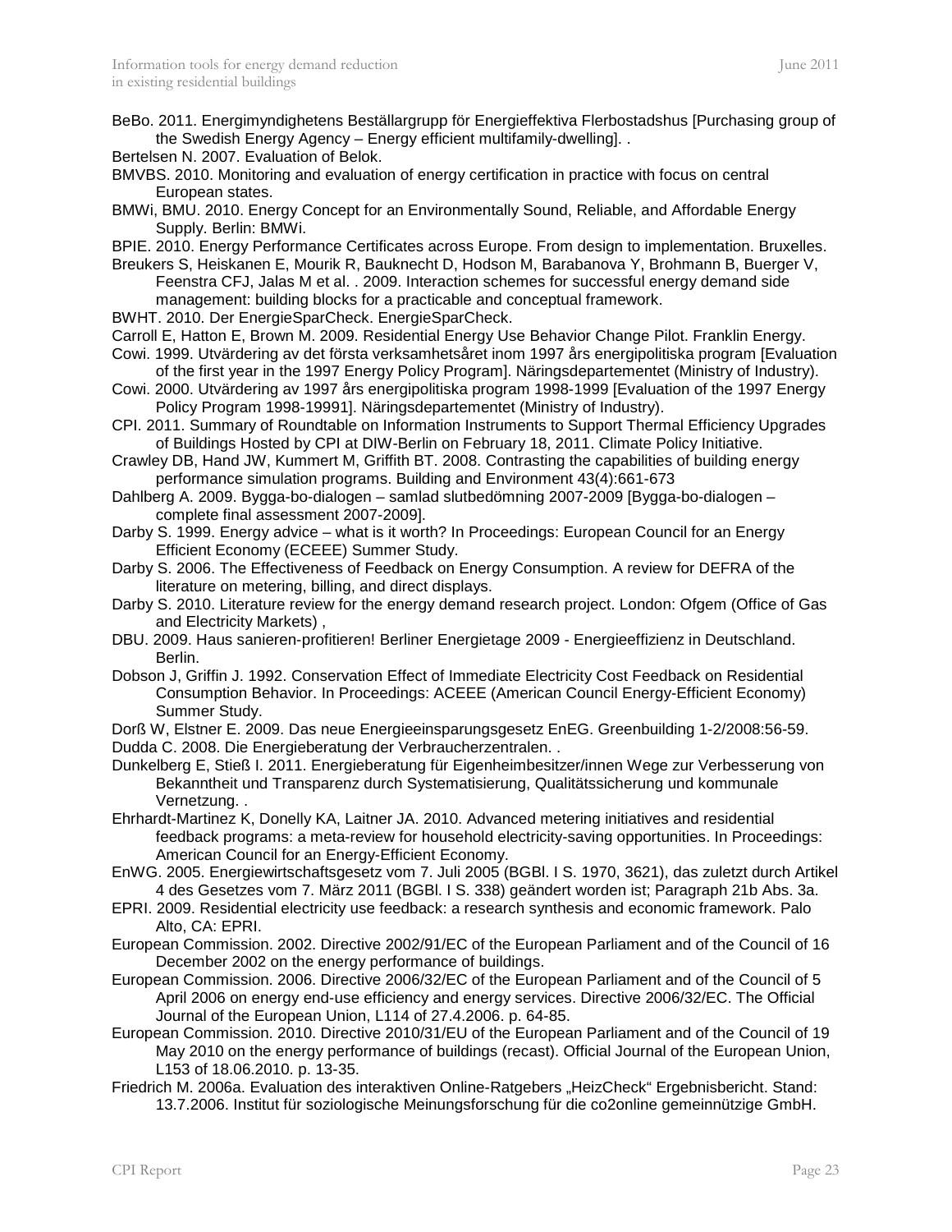BeBo. 2011. Energimyndighetens Beställargrupp för Energieffektiva Flerbostadshus [Purchasing group of the Swedish Energy Agency – Energy efficient multifamily-dwelling]. .

Bertelsen N. 2007. Evaluation of Belok.

BMVBS. 2010. Monitoring and evaluation of energy certification in practice with focus on central European states.

BMWi, BMU. 2010. Energy Concept for an Environmentally Sound, Reliable, and Affordable Energy Supply. Berlin: BMWi.

BPIE. 2010. Energy Performance Certificates across Europe. From design to implementation. Bruxelles.

Breukers S, Heiskanen E, Mourik R, Bauknecht D, Hodson M, Barabanova Y, Brohmann B, Buerger V, Feenstra CFJ, Jalas M et al. . 2009. Interaction schemes for successful energy demand side management: building blocks for a practicable and conceptual framework.

BWHT. 2010. Der EnergieSparCheck. EnergieSparCheck.

Carroll E, Hatton E, Brown M. 2009. Residential Energy Use Behavior Change Pilot. Franklin Energy.

Cowi. 1999. Utvärdering av det första verksamhetsåret inom 1997 års energipolitiska program [Evaluation of the first year in the 1997 Energy Policy Program]. Näringsdepartementet (Ministry of Industry).

Cowi. 2000. Utvärdering av 1997 års energipolitiska program 1998-1999 [Evaluation of the 1997 Energy Policy Program 1998-19991]. Näringsdepartementet (Ministry of Industry).

CPI. 2011. Summary of Roundtable on Information Instruments to Support Thermal Efficiency Upgrades of Buildings Hosted by CPI at DIW-Berlin on February 18, 2011. Climate Policy Initiative.

Crawley DB, Hand JW, Kummert M, Griffith BT. 2008. Contrasting the capabilities of building energy performance simulation programs. Building and Environment 43(4):661-673

Dahlberg A. 2009. Bygga-bo-dialogen – samlad slutbedömning 2007-2009 [Bygga-bo-dialogen – complete final assessment 2007-2009].

Darby S. 1999. Energy advice – what is it worth? In Proceedings: European Council for an Energy Efficient Economy (ECEEE) Summer Study.

Darby S. 2006. The Effectiveness of Feedback on Energy Consumption. A review for DEFRA of the literature on metering, billing, and direct displays.

Darby S. 2010. Literature review for the energy demand research project. London: Ofgem (Office of Gas and Electricity Markets) ,

DBU. 2009. Haus sanieren-profitieren! Berliner Energietage 2009 - Energieeffizienz in Deutschland. Berlin.

Dobson J, Griffin J. 1992. Conservation Effect of Immediate Electricity Cost Feedback on Residential Consumption Behavior. In Proceedings: ACEEE (American Council Energy-Efficient Economy) Summer Study.

Dorß W, Elstner E. 2009. Das neue Energieeinsparungsgesetz EnEG. Greenbuilding 1-2/2008:56-59.

Dudda C. 2008. Die Energieberatung der Verbraucherzentralen. .

Dunkelberg E, Stieß I. 2011. Energieberatung für Eigenheimbesitzer/innen Wege zur Verbesserung von Bekanntheit und Transparenz durch Systematisierung, Qualitätssicherung und kommunale Vernetzung. .

Ehrhardt-Martinez K, Donelly KA, Laitner JA. 2010. Advanced metering initiatives and residential feedback programs: a meta-review for household electricity-saving opportunities. In Proceedings: American Council for an Energy-Efficient Economy.

EnWG. 2005. Energiewirtschaftsgesetz vom 7. Juli 2005 (BGBl. I S. 1970, 3621), das zuletzt durch Artikel 4 des Gesetzes vom 7. März 2011 (BGBl. I S. 338) geändert worden ist; Paragraph 21b Abs. 3a.

EPRI. 2009. Residential electricity use feedback: a research synthesis and economic framework. Palo Alto, CA: EPRI.

European Commission. 2002. Directive 2002/91/EC of the European Parliament and of the Council of 16 December 2002 on the energy performance of buildings.

European Commission. 2006. Directive 2006/32/EC of the European Parliament and of the Council of 5 April 2006 on energy end-use efficiency and energy services. Directive 2006/32/EC. The Official Journal of the European Union, L114 of 27.4.2006. p. 64-85.

European Commission. 2010. Directive 2010/31/EU of the European Parliament and of the Council of 19 May 2010 on the energy performance of buildings (recast). Official Journal of the European Union, L153 of 18.06.2010. p. 13-35.

Friedrich M. 2006a. Evaluation des interaktiven Online-Ratgebers „HeizCheck" Ergebnisbericht. Stand: 13.7.2006. Institut für soziologische Meinungsforschung für die co2online gemeinnützige GmbH.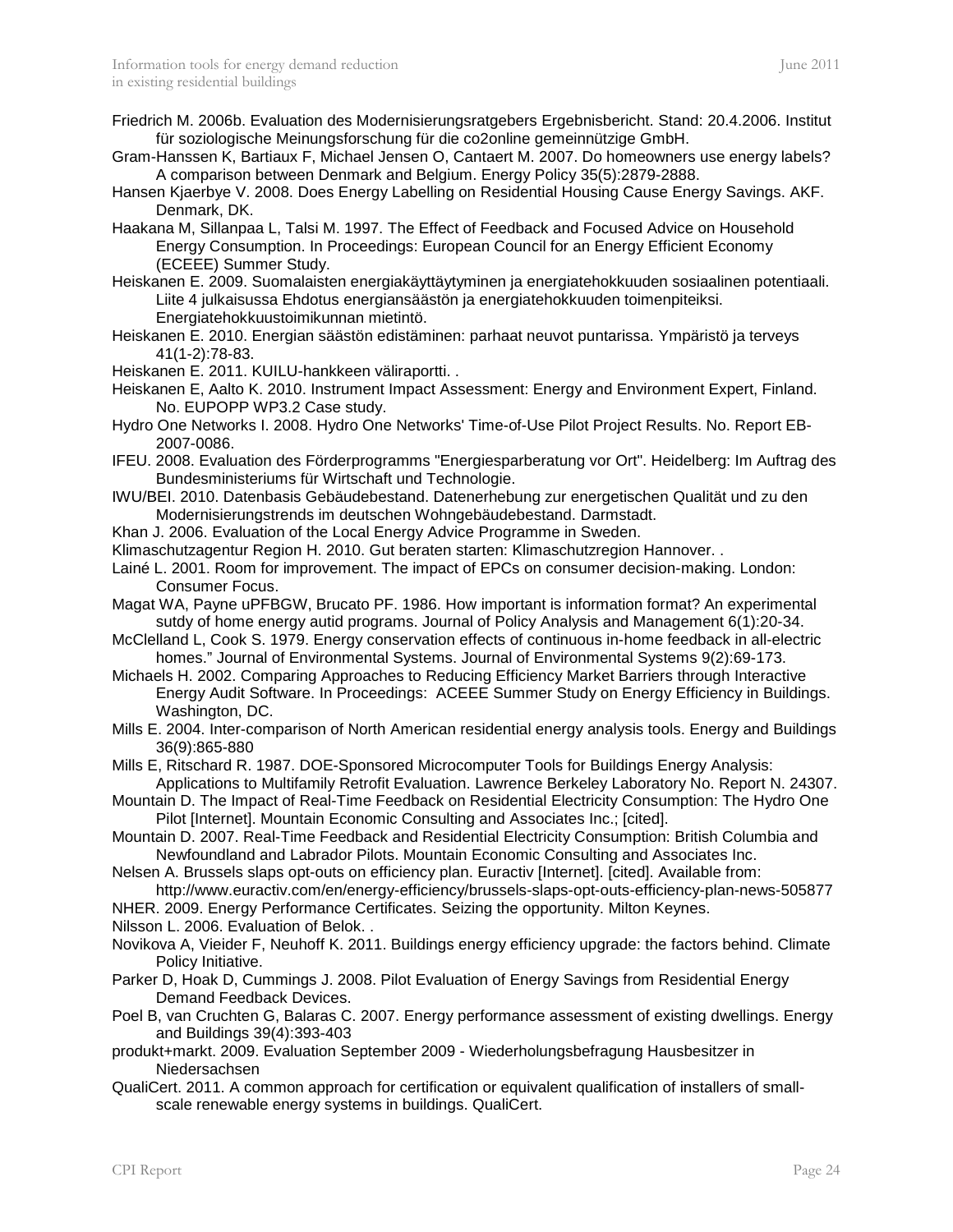Friedrich M. 2006b. Evaluation des Modernisierungsratgebers Ergebnisbericht. Stand: 20.4.2006. Institut für soziologische Meinungsforschung für die co2online gemeinnützige GmbH.

Gram-Hanssen K, Bartiaux F, Michael Jensen O, Cantaert M. 2007. Do homeowners use energy labels? A comparison between Denmark and Belgium. Energy Policy 35(5):2879-2888.

Hansen Kjaerbye V. 2008. Does Energy Labelling on Residential Housing Cause Energy Savings. AKF. Denmark, DK.

Haakana M, Sillanpaa L, Talsi M. 1997. The Effect of Feedback and Focused Advice on Household Energy Consumption. In Proceedings: European Council for an Energy Efficient Economy (ECEEE) Summer Study.

Heiskanen E. 2009. Suomalaisten energiakäyttäytyminen ja energiatehokkuuden sosiaalinen potentiaali. Liite 4 julkaisussa Ehdotus energiansäästön ja energiatehokkuuden toimenpiteiksi. Energiatehokkuustoimikunnan mietintö.

Heiskanen E. 2010. Energian säästön edistäminen: parhaat neuvot puntarissa. Ympäristö ja terveys 41(1-2):78-83.

Heiskanen E. 2011. KUILU-hankkeen väliraportti. .

Heiskanen E, Aalto K. 2010. Instrument Impact Assessment: Energy and Environment Expert, Finland. No. EUPOPP WP3.2 Case study.

Hydro One Networks I. 2008. Hydro One Networks' Time-of-Use Pilot Project Results. No. Report EB-2007-0086.

IFEU. 2008. Evaluation des Förderprogramms "Energiesparberatung vor Ort". Heidelberg: Im Auftrag des Bundesministeriums für Wirtschaft und Technologie.

IWU/BEI. 2010. Datenbasis Gebäudebestand. Datenerhebung zur energetischen Qualität und zu den Modernisierungstrends im deutschen Wohngebäudebestand. Darmstadt.

Khan J. 2006. Evaluation of the Local Energy Advice Programme in Sweden.

Klimaschutzagentur Region H. 2010. Gut beraten starten: Klimaschutzregion Hannover. .

Lainé L. 2001. Room for improvement. The impact of EPCs on consumer decision-making. London: Consumer Focus.

Magat WA, Payne uPFBGW, Brucato PF. 1986. How important is information format? An experimental sutdy of home energy autid programs. Journal of Policy Analysis and Management 6(1):20-34.

McClelland L, Cook S. 1979. Energy conservation effects of continuous in-home feedback in all-electric homes." Journal of Environmental Systems. Journal of Environmental Systems 9(2):69-173.

Michaels H. 2002. Comparing Approaches to Reducing Efficiency Market Barriers through Interactive Energy Audit Software. In Proceedings: ACEEE Summer Study on Energy Efficiency in Buildings. Washington, DC.

Mills E. 2004. Inter-comparison of North American residential energy analysis tools. Energy and Buildings 36(9):865-880

Mills E, Ritschard R. 1987. DOE-Sponsored Microcomputer Tools for Buildings Energy Analysis: Applications to Multifamily Retrofit Evaluation. Lawrence Berkeley Laboratory No. Report N. 24307.

Mountain D. The Impact of Real-Time Feedback on Residential Electricity Consumption: The Hydro One Pilot [Internet]. Mountain Economic Consulting and Associates Inc.; [cited].

Mountain D. 2007. Real-Time Feedback and Residential Electricity Consumption: British Columbia and Newfoundland and Labrador Pilots. Mountain Economic Consulting and Associates Inc.

Nelsen A. Brussels slaps opt-outs on efficiency plan. Euractiv [Internet]. [cited]. Available from: http://www.euractiv.com/en/energy-efficiency/brussels-slaps-opt-outs-efficiency-plan-news-505877

NHER. 2009. Energy Performance Certificates. Seizing the opportunity. Milton Keynes.

Nilsson L. 2006. Evaluation of Belok. .

Novikova A, Vieider F, Neuhoff K. 2011. Buildings energy efficiency upgrade: the factors behind. Climate Policy Initiative.

Parker D, Hoak D, Cummings J. 2008. Pilot Evaluation of Energy Savings from Residential Energy Demand Feedback Devices.

Poel B, van Cruchten G, Balaras C. 2007. Energy performance assessment of existing dwellings. Energy and Buildings 39(4):393-403

produkt+markt. 2009. Evaluation September 2009 - Wiederholungsbefragung Hausbesitzer in Niedersachsen

QualiCert. 2011. A common approach for certification or equivalent qualification of installers of small-scale renewable energy systems in buildings. QualiCert.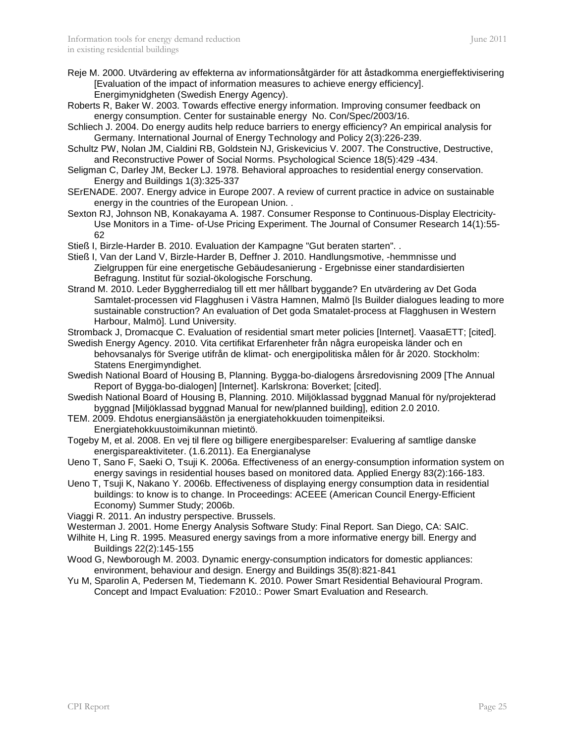Reje M. 2000. Utvärdering av effekterna av informationsåtgärder för att åstadkomma energieffektivisering [Evaluation of the impact of information measures to achieve energy efficiency]. Energimynidgheten (Swedish Energy Agency).

Roberts R, Baker W. 2003. Towards effective energy information. Improving consumer feedback on energy consumption. Center for sustainable energy No. Con/Spec/2003/16.

Schliech J. 2004. Do energy audits help reduce barriers to energy efficiency? An empirical analysis for Germany. International Journal of Energy Technology and Policy 2(3):226-239.

Schultz PW, Nolan JM, Cialdini RB, Goldstein NJ, Griskevicius V. 2007. The Constructive, Destructive, and Reconstructive Power of Social Norms. Psychological Science 18(5):429 -434.

Seligman C, Darley JM, Becker LJ. 1978. Behavioral approaches to residential energy conservation. Energy and Buildings 1(3):325-337

SErENADE. 2007. Energy advice in Europe 2007. A review of current practice in advice on sustainable energy in the countries of the European Union. .

Sexton RJ, Johnson NB, Konakayama A. 1987. Consumer Response to Continuous-Display Electricity-Use Monitors in a Time- of-Use Pricing Experiment. The Journal of Consumer Research 14(1):55-62

Stieß I, Birzle-Harder B. 2010. Evaluation der Kampagne "Gut beraten starten". .

Stieß I, Van der Land V, Birzle-Harder B, Deffner J. 2010. Handlungsmotive, -hemmnisse und Zielgruppen für eine energetische Gebäudesanierung - Ergebnisse einer standardisierten Befragung. Institut für sozial-ökologische Forschung.

Strand M. 2010. Leder Byggherredialog till ett mer hållbart byggande? En utvärdering av Det Goda Samtalet-processen vid Flagghusen i Västra Hamnen, Malmö [Is Builder dialogues leading to more sustainable construction? An evaluation of Det goda Smatalet-process at Flagghusen in Western Harbour, Malmö]. Lund University.

Stromback J, Dromacque C. Evaluation of residential smart meter policies [Internet]. VaasaETT; [cited].

Swedish Energy Agency. 2010. Vita certifikat Erfarenheter från några europeiska länder och en behovsanalys för Sverige utifrån de klimat- och energipolitiska målen för år 2020. Stockholm: Statens Energimyndighet.

Swedish National Board of Housing B, Planning. Bygga-bo-dialogens årsredovisning 2009 [The Annual Report of Bygga-bo-dialogen] [Internet]. Karlskrona: Boverket; [cited].

Swedish National Board of Housing B, Planning. 2010. Miljöklassad byggnad Manual för ny/projekterad byggnad [Miljöklassad byggnad Manual for new/planned building], edition 2.0 2010.

TEM. 2009. Ehdotus energiansäästön ja energiatehokkuuden toimenpiteiksi. Energiatehokkuustoimikunnan mietintö.

Togeby M, et al. 2008. En vej til flere og billigere energibesparelser: Evaluering af samtlige danske energispareaktiviteter. (1.6.2011). Ea Energianalyse

Ueno T, Sano F, Saeki O, Tsuji K. 2006a. Effectiveness of an energy-consumption information system on energy savings in residential houses based on monitored data. Applied Energy 83(2):166-183.

Ueno T, Tsuji K, Nakano Y. 2006b. Effectiveness of displaying energy consumption data in residential buildings: to know is to change. In Proceedings: ACEEE (American Council Energy-Efficient Economy) Summer Study; 2006b.

Viaggi R. 2011. An industry perspective. Brussels.

Westerman J. 2001. Home Energy Analysis Software Study: Final Report. San Diego, CA: SAIC.

Wilhite H, Ling R. 1995. Measured energy savings from a more informative energy bill. Energy and Buildings 22(2):145-155

Wood G, Newborough M. 2003. Dynamic energy-consumption indicators for domestic appliances: environment, behaviour and design. Energy and Buildings 35(8):821-841

Yu M, Sparolin A, Pedersen M, Tiedemann K. 2010. Power Smart Residential Behavioural Program. Concept and Impact Evaluation: F2010.: Power Smart Evaluation and Research.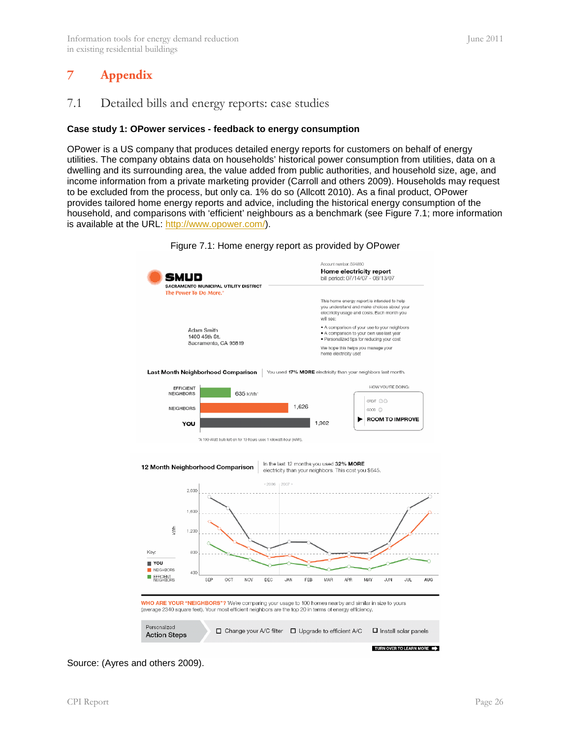# 7 Appendix

## 7.1 Detailed bills and energy reports: case studies

### Case study 1: OPower services - feedback to energy consumption

OPower is a US company that produces detailed energy reports for customers on behalf of energy utilities. The company obtains data on households' historical power consumption from utilities, data on a dwelling and its surrounding area, the value added from public authorities, and household size, age, and income information from a private marketing provider (Carroll and others 2009). Households may request to be excluded from the process, but only ca. 1% do so (Allcott 2010). As a final product, OPower provides tailored home energy reports and advice, including the historical energy consumption of the household, and comparisons with 'efficient' neighbours as a benchmark (see Figure 7.1; more information is available at the URL: http://www.opower.com/).

Figure 7.1: Home energy report as provided by OPower

SMUD
SACRAMENTO MUNICIPAL UTILITY DISTRICT
The Power To Do More.®

Account number: 594860
**Home electricity report**
bill period: 07/14/07 - 08/13/07

Adam Smith
1400 45th St.
Sacramento, CA 95819

This home energy report is intended to help you understand and make choices about your electricity usage and costs. Each month you will see:

- A comparison of your use to your neighbors
- A comparison to your own use last year
- Personalized tips for reducing your cost

We hope this helps you manage your home electricity use!

**Last Month Neighborhood Comparison** | You used **17% MORE** electricity than your neighbors last month.

| | kWh |
|---|---|
| EFFICIENT NEIGHBORS | 635 kWh* |
| NEIGHBORS | 1,626 |
| YOU | 1,902 |

HOW YOU'RE DOING: GREAT / GOOD / ▶ ROOM TO IMPROVE

*A 100-Watt bulb left on for 10 hours uses 1 kilowatt-hour (kWh).

**12 Month Neighborhood Comparison** | In the last 12 months you used **32% MORE** electricity than your neighbors. This cost you $645.

Key: YOU, NEIGHBORS, EFFICIENT NEIGHBORS

**WHO ARE YOUR "NEIGHBORS"?** We're comparing your usage to 100 homes nearby and similar in size to yours (average 2340 square feet). Your most efficient neighbors are the top 20 in terms of energy efficiency.

Personalized Action Steps: ☐ Change your A/C filter ☐ Upgrade to efficient A/C ☐ Install solar panels

TURN OVER TO LEARN MORE

Source: (Ayres and others 2009).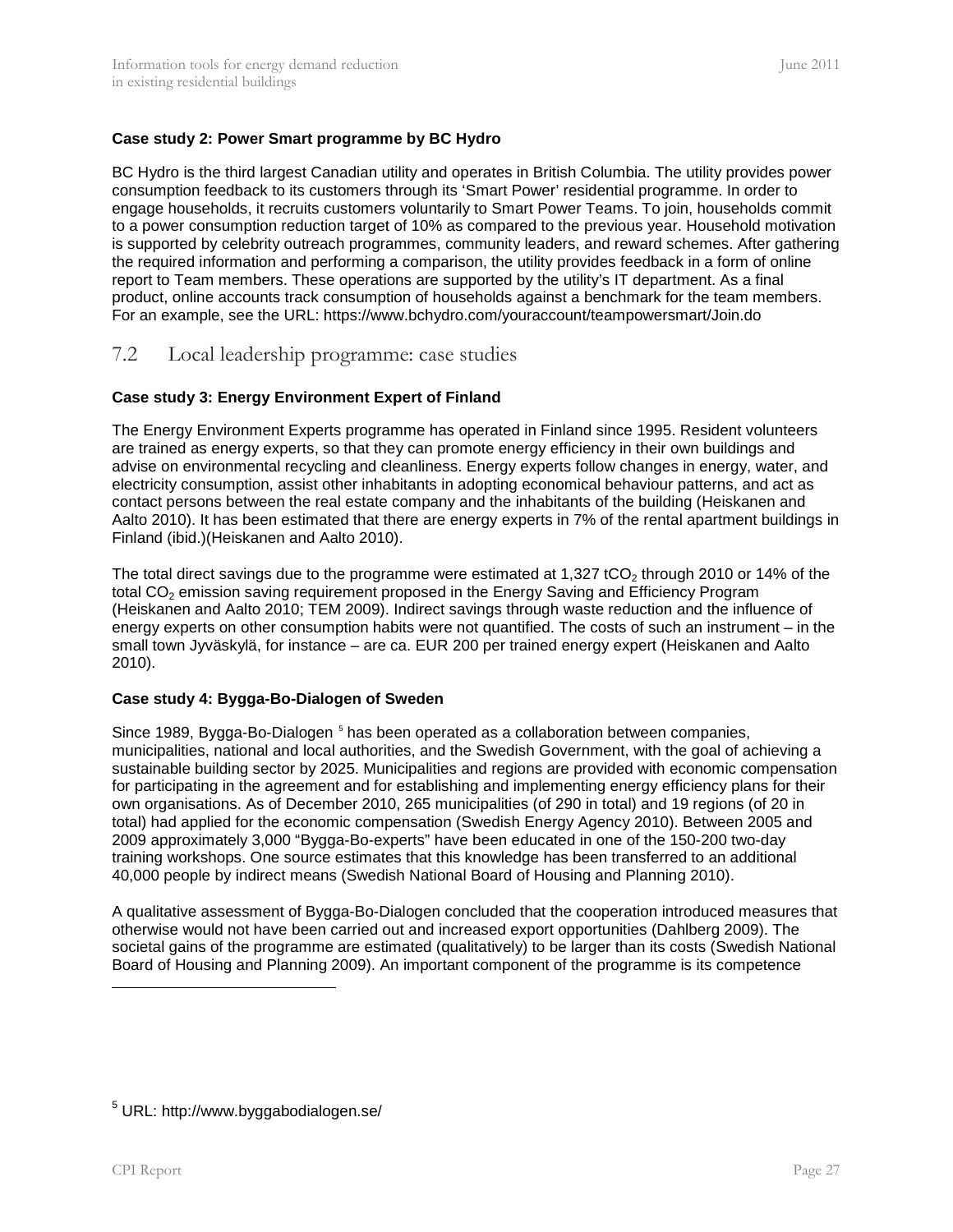**Case study 2: Power Smart programme by BC Hydro**

BC Hydro is the third largest Canadian utility and operates in British Columbia. The utility provides power consumption feedback to its customers through its 'Smart Power' residential programme. In order to engage households, it recruits customers voluntarily to Smart Power Teams. To join, households commit to a power consumption reduction target of 10% as compared to the previous year. Household motivation is supported by celebrity outreach programmes, community leaders, and reward schemes. After gathering the required information and performing a comparison, the utility provides feedback in a form of online report to Team members. These operations are supported by the utility's IT department. As a final product, online accounts track consumption of households against a benchmark for the team members. For an example, see the URL: https://www.bchydro.com/youraccount/teampowersmart/Join.do

## 7.2 Local leadership programme: case studies

**Case study 3: Energy Environment Expert of Finland**

The Energy Environment Experts programme has operated in Finland since 1995. Resident volunteers are trained as energy experts, so that they can promote energy efficiency in their own buildings and advise on environmental recycling and cleanliness. Energy experts follow changes in energy, water, and electricity consumption, assist other inhabitants in adopting economical behaviour patterns, and act as contact persons between the real estate company and the inhabitants of the building (Heiskanen and Aalto 2010). It has been estimated that there are energy experts in 7% of the rental apartment buildings in Finland (ibid.)(Heiskanen and Aalto 2010).

The total direct savings due to the programme were estimated at 1,327 $tCO_2$ through 2010 or 14% of the total $CO_2$ emission saving requirement proposed in the Energy Saving and Efficiency Program (Heiskanen and Aalto 2010; TEM 2009). Indirect savings through waste reduction and the influence of energy experts on other consumption habits were not quantified. The costs of such an instrument – in the small town Jyväskylä, for instance – are ca. EUR 200 per trained energy expert (Heiskanen and Aalto 2010).

**Case study 4: Bygga-Bo-Dialogen of Sweden**

Since 1989, Bygga-Bo-Dialogen [5] has been operated as a collaboration between companies, municipalities, national and local authorities, and the Swedish Government, with the goal of achieving a sustainable building sector by 2025. Municipalities and regions are provided with economic compensation for participating in the agreement and for establishing and implementing energy efficiency plans for their own organisations. As of December 2010, 265 municipalities (of 290 in total) and 19 regions (of 20 in total) had applied for the economic compensation (Swedish Energy Agency 2010). Between 2005 and 2009 approximately 3,000 "Bygga-Bo-experts" have been educated in one of the 150-200 two-day training workshops. One source estimates that this knowledge has been transferred to an additional 40,000 people by indirect means (Swedish National Board of Housing and Planning 2010).

A qualitative assessment of Bygga-Bo-Dialogen concluded that the cooperation introduced measures that otherwise would not have been carried out and increased export opportunities (Dahlberg 2009). The societal gains of the programme are estimated (qualitatively) to be larger than its costs (Swedish National Board of Housing and Planning 2009). An important component of the programme is its competence

[5] URL: http://www.byggabodialogen.se/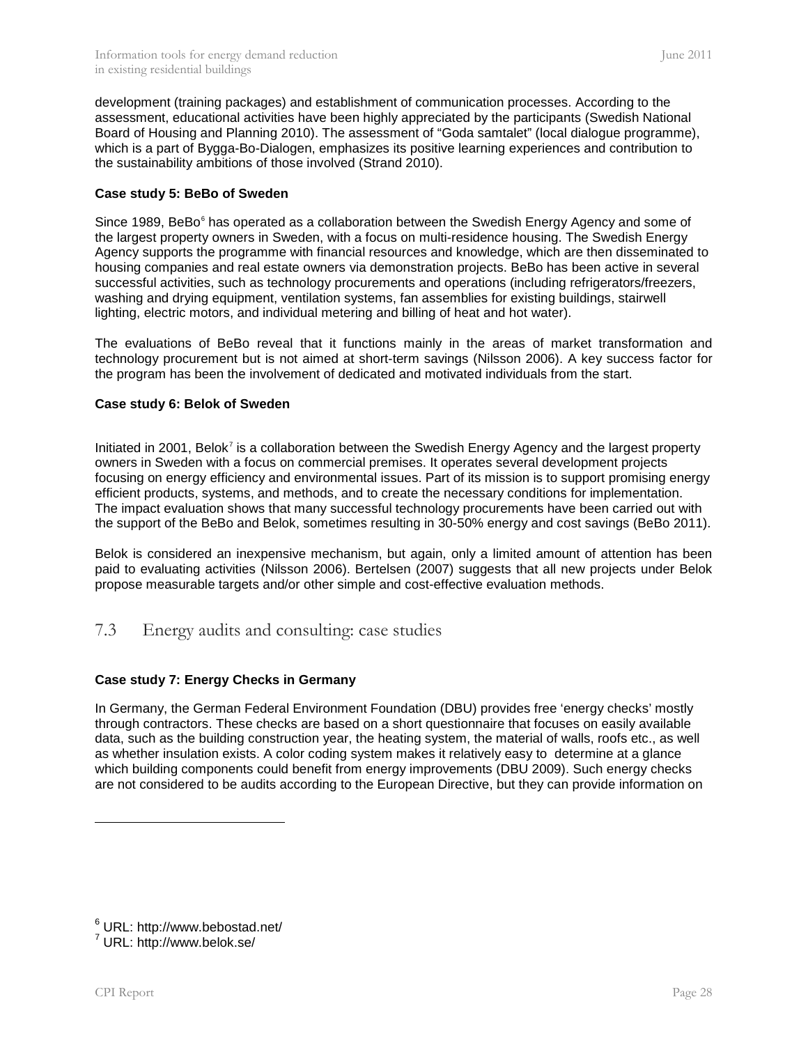development (training packages) and establishment of communication processes. According to the assessment, educational activities have been highly appreciated by the participants (Swedish National Board of Housing and Planning 2010). The assessment of "Goda samtalet" (local dialogue programme), which is a part of Bygga-Bo-Dialogen, emphasizes its positive learning experiences and contribution to the sustainability ambitions of those involved (Strand 2010).

**Case study 5: BeBo of Sweden**

Since 1989, BeBo[6] has operated as a collaboration between the Swedish Energy Agency and some of the largest property owners in Sweden, with a focus on multi-residence housing. The Swedish Energy Agency supports the programme with financial resources and knowledge, which are then disseminated to housing companies and real estate owners via demonstration projects. BeBo has been active in several successful activities, such as technology procurements and operations (including refrigerators/freezers, washing and drying equipment, ventilation systems, fan assemblies for existing buildings, stairwell lighting, electric motors, and individual metering and billing of heat and hot water).

The evaluations of BeBo reveal that it functions mainly in the areas of market transformation and technology procurement but is not aimed at short-term savings (Nilsson 2006). A key success factor for the program has been the involvement of dedicated and motivated individuals from the start.

**Case study 6: Belok of Sweden**

Initiated in 2001, Belok[7] is a collaboration between the Swedish Energy Agency and the largest property owners in Sweden with a focus on commercial premises. It operates several development projects focusing on energy efficiency and environmental issues. Part of its mission is to support promising energy efficient products, systems, and methods, and to create the necessary conditions for implementation. The impact evaluation shows that many successful technology procurements have been carried out with the support of the BeBo and Belok, sometimes resulting in 30-50% energy and cost savings (BeBo 2011).

Belok is considered an inexpensive mechanism, but again, only a limited amount of attention has been paid to evaluating activities (Nilsson 2006). Bertelsen (2007) suggests that all new projects under Belok propose measurable targets and/or other simple and cost-effective evaluation methods.

## 7.3 Energy audits and consulting: case studies

**Case study 7: Energy Checks in Germany**

In Germany, the German Federal Environment Foundation (DBU) provides free 'energy checks' mostly through contractors. These checks are based on a short questionnaire that focuses on easily available data, such as the building construction year, the heating system, the material of walls, roofs etc., as well as whether insulation exists. A color coding system makes it relatively easy to determine at a glance which building components could benefit from energy improvements (DBU 2009). Such energy checks are not considered to be audits according to the European Directive, but they can provide information on

[6] URL: http://www.bebostad.net/

[7] URL: http://www.belok.se/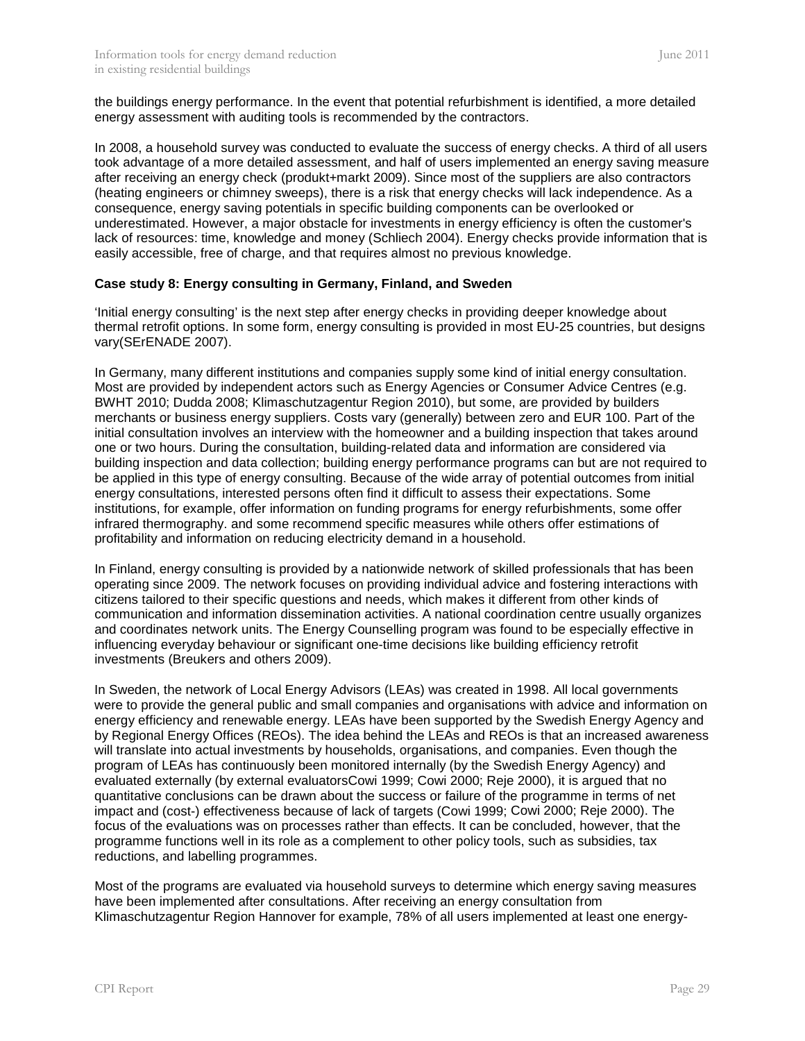the buildings energy performance. In the event that potential refurbishment is identified, a more detailed energy assessment with auditing tools is recommended by the contractors.

In 2008, a household survey was conducted to evaluate the success of energy checks. A third of all users took advantage of a more detailed assessment, and half of users implemented an energy saving measure after receiving an energy check (produkt+markt 2009). Since most of the suppliers are also contractors (heating engineers or chimney sweeps), there is a risk that energy checks will lack independence. As a consequence, energy saving potentials in specific building components can be overlooked or underestimated. However, a major obstacle for investments in energy efficiency is often the customer's lack of resources: time, knowledge and money (Schliech 2004). Energy checks provide information that is easily accessible, free of charge, and that requires almost no previous knowledge.

**Case study 8: Energy consulting in Germany, Finland, and Sweden**

'Initial energy consulting' is the next step after energy checks in providing deeper knowledge about thermal retrofit options. In some form, energy consulting is provided in most EU-25 countries, but designs vary(SErENADE 2007).

In Germany, many different institutions and companies supply some kind of initial energy consultation. Most are provided by independent actors such as Energy Agencies or Consumer Advice Centres (e.g. BWHT 2010; Dudda 2008; Klimaschutzagentur Region 2010), but some, are provided by builders merchants or business energy suppliers. Costs vary (generally) between zero and EUR 100. Part of the initial consultation involves an interview with the homeowner and a building inspection that takes around one or two hours. During the consultation, building-related data and information are considered via building inspection and data collection; building energy performance programs can but are not required to be applied in this type of energy consulting. Because of the wide array of potential outcomes from initial energy consultations, interested persons often find it difficult to assess their expectations. Some institutions, for example, offer information on funding programs for energy refurbishments, some offer infrared thermography. and some recommend specific measures while others offer estimations of profitability and information on reducing electricity demand in a household.

In Finland, energy consulting is provided by a nationwide network of skilled professionals that has been operating since 2009. The network focuses on providing individual advice and fostering interactions with citizens tailored to their specific questions and needs, which makes it different from other kinds of communication and information dissemination activities. A national coordination centre usually organizes and coordinates network units. The Energy Counselling program was found to be especially effective in influencing everyday behaviour or significant one-time decisions like building efficiency retrofit investments (Breukers and others 2009).

In Sweden, the network of Local Energy Advisors (LEAs) was created in 1998. All local governments were to provide the general public and small companies and organisations with advice and information on energy efficiency and renewable energy. LEAs have been supported by the Swedish Energy Agency and by Regional Energy Offices (REOs). The idea behind the LEAs and REOs is that an increased awareness will translate into actual investments by households, organisations, and companies. Even though the program of LEAs has continuously been monitored internally (by the Swedish Energy Agency) and evaluated externally (by external evaluatorsCowi 1999; Cowi 2000; Reje 2000), it is argued that no quantitative conclusions can be drawn about the success or failure of the programme in terms of net impact and (cost-) effectiveness because of lack of targets (Cowi 1999; Cowi 2000; Reje 2000). The focus of the evaluations was on processes rather than effects. It can be concluded, however, that the programme functions well in its role as a complement to other policy tools, such as subsidies, tax reductions, and labelling programmes.

Most of the programs are evaluated via household surveys to determine which energy saving measures have been implemented after consultations. After receiving an energy consultation from Klimaschutzagentur Region Hannover for example, 78% of all users implemented at least one energy-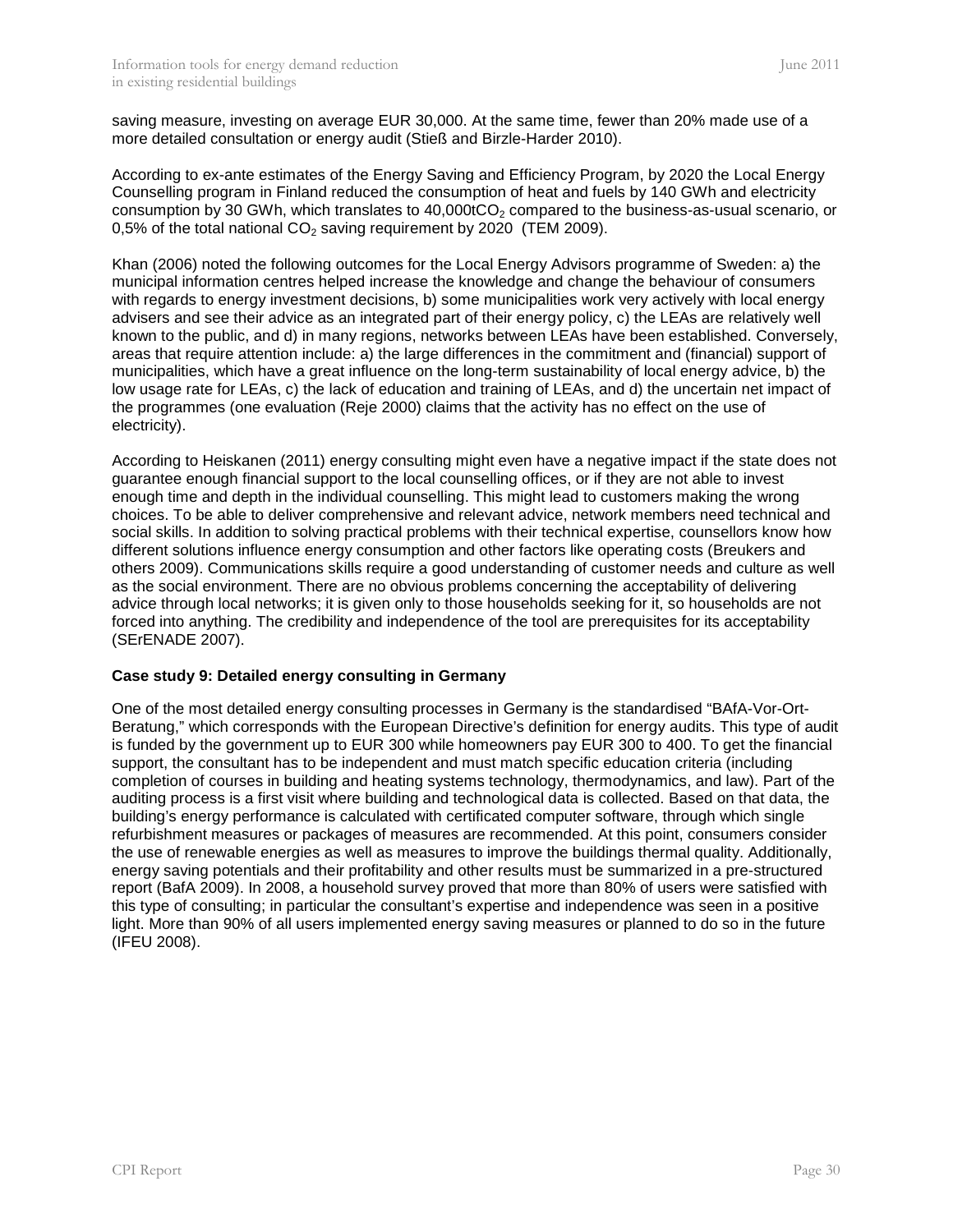saving measure, investing on average EUR 30,000. At the same time, fewer than 20% made use of a more detailed consultation or energy audit (Stieß and Birzle-Harder 2010).

According to ex-ante estimates of the Energy Saving and Efficiency Program, by 2020 the Local Energy Counselling program in Finland reduced the consumption of heat and fuels by 140 GWh and electricity consumption by 30 GWh, which translates to 40,000t$CO_2$ compared to the business-as-usual scenario, or 0,5% of the total national $CO_2$ saving requirement by 2020 (TEM 2009).

Khan (2006) noted the following outcomes for the Local Energy Advisors programme of Sweden: a) the municipal information centres helped increase the knowledge and change the behaviour of consumers with regards to energy investment decisions, b) some municipalities work very actively with local energy advisers and see their advice as an integrated part of their energy policy, c) the LEAs are relatively well known to the public, and d) in many regions, networks between LEAs have been established. Conversely, areas that require attention include: a) the large differences in the commitment and (financial) support of municipalities, which have a great influence on the long-term sustainability of local energy advice, b) the low usage rate for LEAs, c) the lack of education and training of LEAs, and d) the uncertain net impact of the programmes (one evaluation (Reje 2000) claims that the activity has no effect on the use of electricity).

According to Heiskanen (2011) energy consulting might even have a negative impact if the state does not guarantee enough financial support to the local counselling offices, or if they are not able to invest enough time and depth in the individual counselling. This might lead to customers making the wrong choices. To be able to deliver comprehensive and relevant advice, network members need technical and social skills. In addition to solving practical problems with their technical expertise, counsellors know how different solutions influence energy consumption and other factors like operating costs (Breukers and others 2009). Communications skills require a good understanding of customer needs and culture as well as the social environment. There are no obvious problems concerning the acceptability of delivering advice through local networks; it is given only to those households seeking for it, so households are not forced into anything. The credibility and independence of the tool are prerequisites for its acceptability (SErENADE 2007).

**Case study 9: Detailed energy consulting in Germany**

One of the most detailed energy consulting processes in Germany is the standardised "BAfA-Vor-Ort-Beratung," which corresponds with the European Directive's definition for energy audits. This type of audit is funded by the government up to EUR 300 while homeowners pay EUR 300 to 400. To get the financial support, the consultant has to be independent and must match specific education criteria (including completion of courses in building and heating systems technology, thermodynamics, and law). Part of the auditing process is a first visit where building and technological data is collected. Based on that data, the building's energy performance is calculated with certificated computer software, through which single refurbishment measures or packages of measures are recommended. At this point, consumers consider the use of renewable energies as well as measures to improve the buildings thermal quality. Additionally, energy saving potentials and their profitability and other results must be summarized in a pre-structured report (BafA 2009). In 2008, a household survey proved that more than 80% of users were satisfied with this type of consulting; in particular the consultant's expertise and independence was seen in a positive light. More than 90% of all users implemented energy saving measures or planned to do so in the future (IFEU 2008).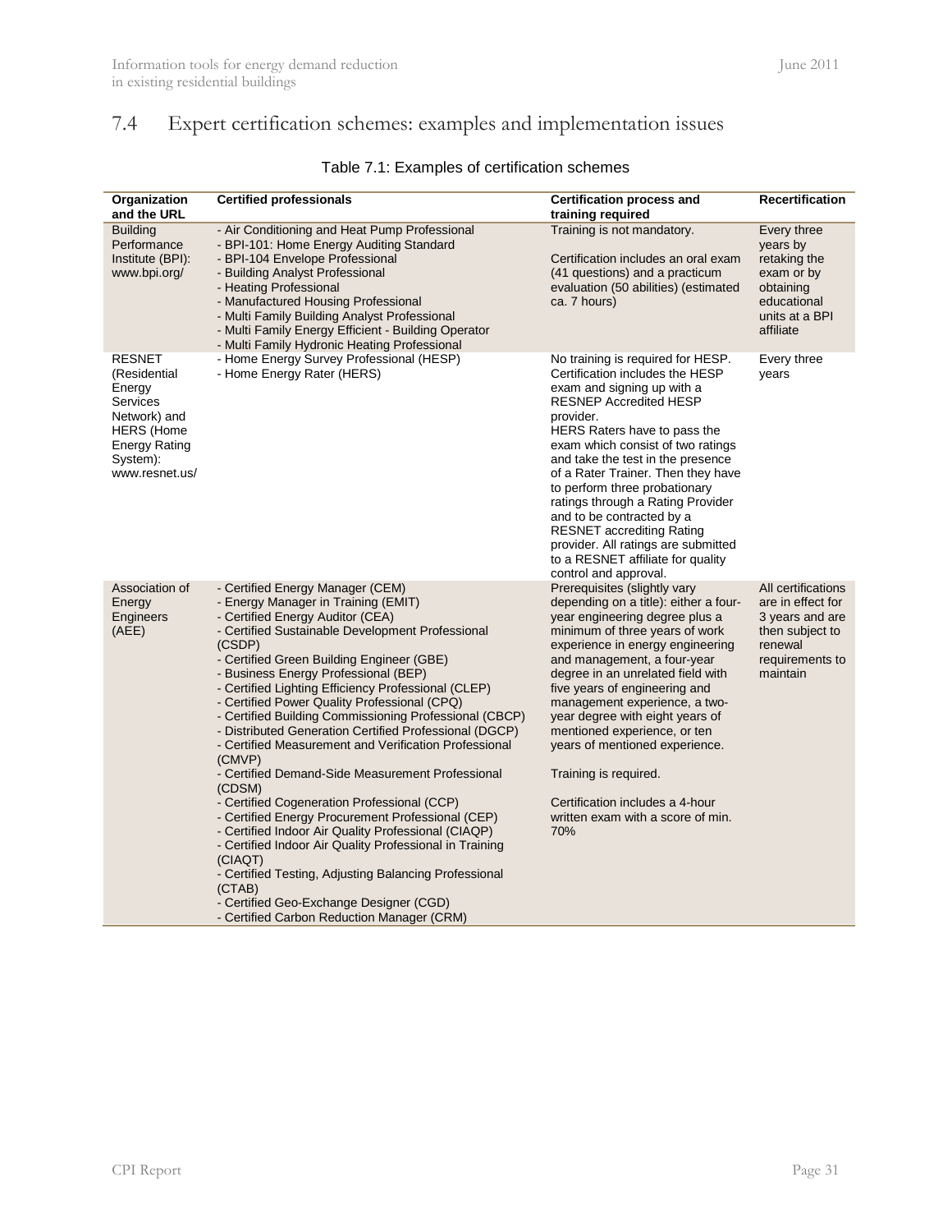## 7.4 Expert certification schemes: examples and implementation issues

Table 7.1: Examples of certification schemes

| Organization and the URL | Certified professionals | Certification process and training required | Recertification |
|---|---|---|---|
| Building Performance Institute (BPI): www.bpi.org/ | - Air Conditioning and Heat Pump Professional<br>- BPI-101: Home Energy Auditing Standard<br>- BPI-104 Envelope Professional<br>- Building Analyst Professional<br>- Heating Professional<br>- Manufactured Housing Professional<br>- Multi Family Building Analyst Professional<br>- Multi Family Energy Efficient - Building Operator<br>- Multi Family Hydronic Heating Professional | Training is not mandatory.<br><br>Certification includes an oral exam (41 questions) and a practicum evaluation (50 abilities) (estimated ca. 7 hours) | Every three years by retaking the exam or by obtaining educational units at a BPI affiliate |
| RESNET (Residential Energy Services Network) and HERS (Home Energy Rating System): www.resnet.us/ | - Home Energy Survey Professional (HESP)<br>- Home Energy Rater (HERS) | No training is required for HESP. Certification includes the HESP exam and signing up with a RESNEP Accredited HESP provider.<br>HERS Raters have to pass the exam which consist of two ratings and take the test in the presence of a Rater Trainer. Then they have to perform three probationary ratings through a Rating Provider and to be contracted by a RESNET accrediting Rating provider. All ratings are submitted to a RESNET affiliate for quality control and approval. | Every three years |
| Association of Energy Engineers (AEE) | - Certified Energy Manager (CEM)<br>- Energy Manager in Training (EMIT)<br>- Certified Energy Auditor (CEA)<br>- Certified Sustainable Development Professional (CSDP)<br>- Certified Green Building Engineer (GBE)<br>- Business Energy Professional (BEP)<br>- Certified Lighting Efficiency Professional (CLEP)<br>- Certified Power Quality Professional (CPQ)<br>- Certified Building Commissioning Professional (CBCP)<br>- Distributed Generation Certified Professional (DGCP)<br>- Certified Measurement and Verification Professional (CMVP)<br>- Certified Demand-Side Measurement Professional (CDSM)<br>- Certified Cogeneration Professional (CCP)<br>- Certified Energy Procurement Professional (CEP)<br>- Certified Indoor Air Quality Professional (CIAQP)<br>- Certified Indoor Air Quality Professional in Training (CIAQT)<br>- Certified Testing, Adjusting Balancing Professional (CTAB)<br>- Certified Geo-Exchange Designer (CGD)<br>- Certified Carbon Reduction Manager (CRM) | Prerequisites (slightly vary depending on a title): either a four-year engineering degree plus a minimum of three years of work experience in energy engineering and management, a four-year degree in an unrelated field with five years of engineering and management experience, a two-year degree with eight years of mentioned experience, or ten years of mentioned experience.<br><br>Training is required.<br><br>Certification includes a 4-hour written exam with a score of min. 70% | All certifications are in effect for 3 years and are then subject to renewal requirements to maintain |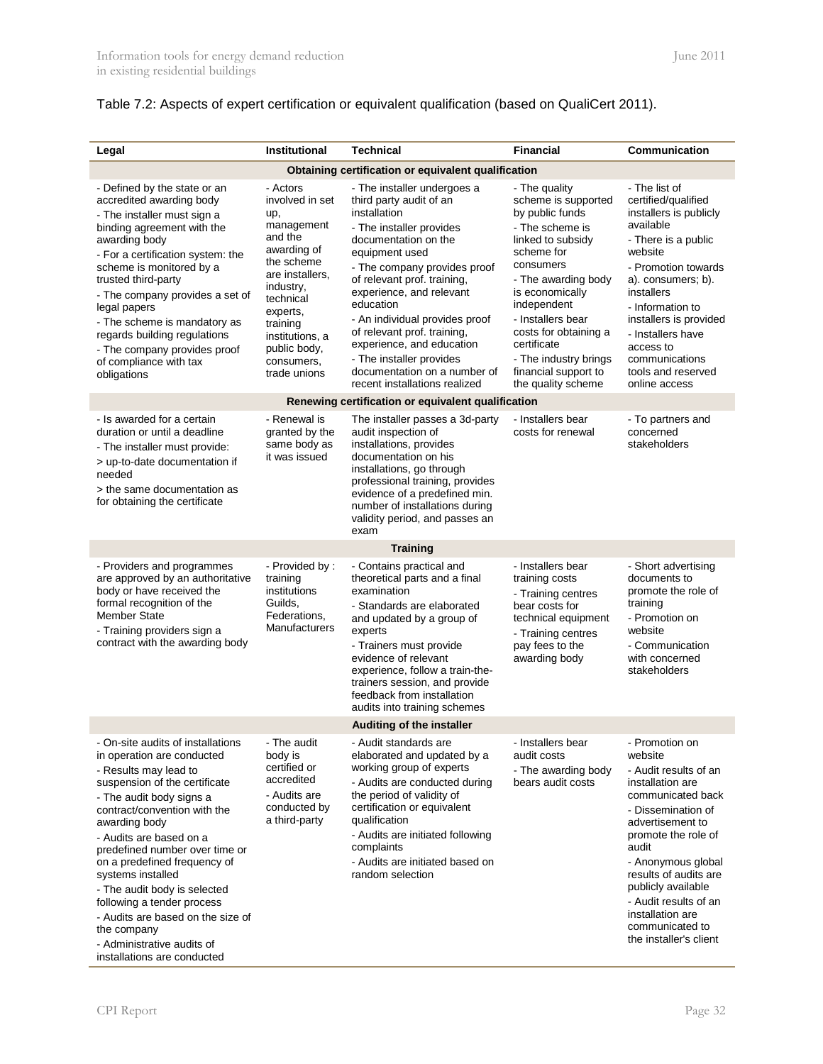Table 7.2: Aspects of expert certification or equivalent qualification (based on QualiCert 2011).

| Legal | Institutional | Technical | Financial | Communication |
|---|---|---|---|---|
| **Obtaining certification or equivalent qualification** | | | | |
| - Defined by the state or an accredited awarding body<br>- The installer must sign a binding agreement with the awarding body<br>- For a certification system: the scheme is monitored by a trusted third-party<br>- The company provides a set of legal papers<br>- The scheme is mandatory as regards building regulations<br>- The company provides proof of compliance with tax obligations | - Actors involved in set up, management and the awarding of the scheme are installers, industry, technical experts, training institutions, a public body, consumers, trade unions | - The installer undergoes a third party audit of an installation<br>- The installer provides documentation on the equipment used<br>- The company provides proof of relevant prof. training, experience, and relevant education<br>- An individual provides proof of relevant prof. training, experience, and education<br>- The installer provides documentation on a number of recent installations realized | - The quality scheme is supported by public funds<br>- The scheme is linked to subsidy scheme for consumers<br>- The awarding body is economically independent<br>- Installers bear costs for obtaining a certificate<br>- The industry brings financial support to the quality scheme | - The list of certified/qualified installers is publicly available<br>- There is a public website<br>- Promotion towards a). consumers; b). installers<br>- Information to installers is provided<br>- Installers have access to communications tools and reserved online access |
| **Renewing certification or equivalent qualification** | | | | |
| - Is awarded for a certain duration or until a deadline<br>- The installer must provide:<br>> up-to-date documentation if needed<br>> the same documentation as for obtaining the certificate | - Renewal is granted by the same body as it was issued | The installer passes a 3d-party audit inspection of installations, provides documentation on his installations, go through professional training, provides evidence of a predefined min. number of installations during validity period, and passes an exam | - Installers bear costs for renewal | - To partners and concerned stakeholders |
| **Training** | | | | |
| - Providers and programmes are approved by an authoritative body or have received the formal recognition of the Member State<br>- Training providers sign a contract with the awarding body | - Provided by : training institutions Guilds, Federations, Manufacturers | - Contains practical and theoretical parts and a final examination<br>- Standards are elaborated and updated by a group of experts<br>- Trainers must provide evidence of relevant experience, follow a train-the-trainers session, and provide feedback from installation audits into training schemes | - Installers bear training costs<br>- Training centres bear costs for technical equipment<br>- Training centres pay fees to the awarding body | - Short advertising documents to promote the role of training<br>- Promotion on website<br>- Communication with concerned stakeholders |
| **Auditing of the installer** | | | | |
| - On-site audits of installations in operation are conducted<br>- Results may lead to suspension of the certificate<br>- The audit body signs a contract/convention with the awarding body<br>- Audits are based on a predefined number over time or on a predefined frequency of systems installed<br>- The audit body is selected following a tender process<br>- Audits are based on the size of the company<br>- Administrative audits of installations are conducted | - The audit body is certified or accredited<br>- Audits are conducted by a third-party | - Audit standards are elaborated and updated by a working group of experts<br>- Audits are conducted during the period of validity of certification or equivalent qualification<br>- Audits are initiated following complaints<br>- Audits are initiated based on random selection | - Installers bear audit costs<br>- The awarding body bears audit costs | - Promotion on website<br>- Audit results of an installation are communicated back<br>- Dissemination of advertisement to promote the role of audit<br>- Anonymous global results of audits are publicly available<br>- Audit results of an installation are communicated to the installer's client |